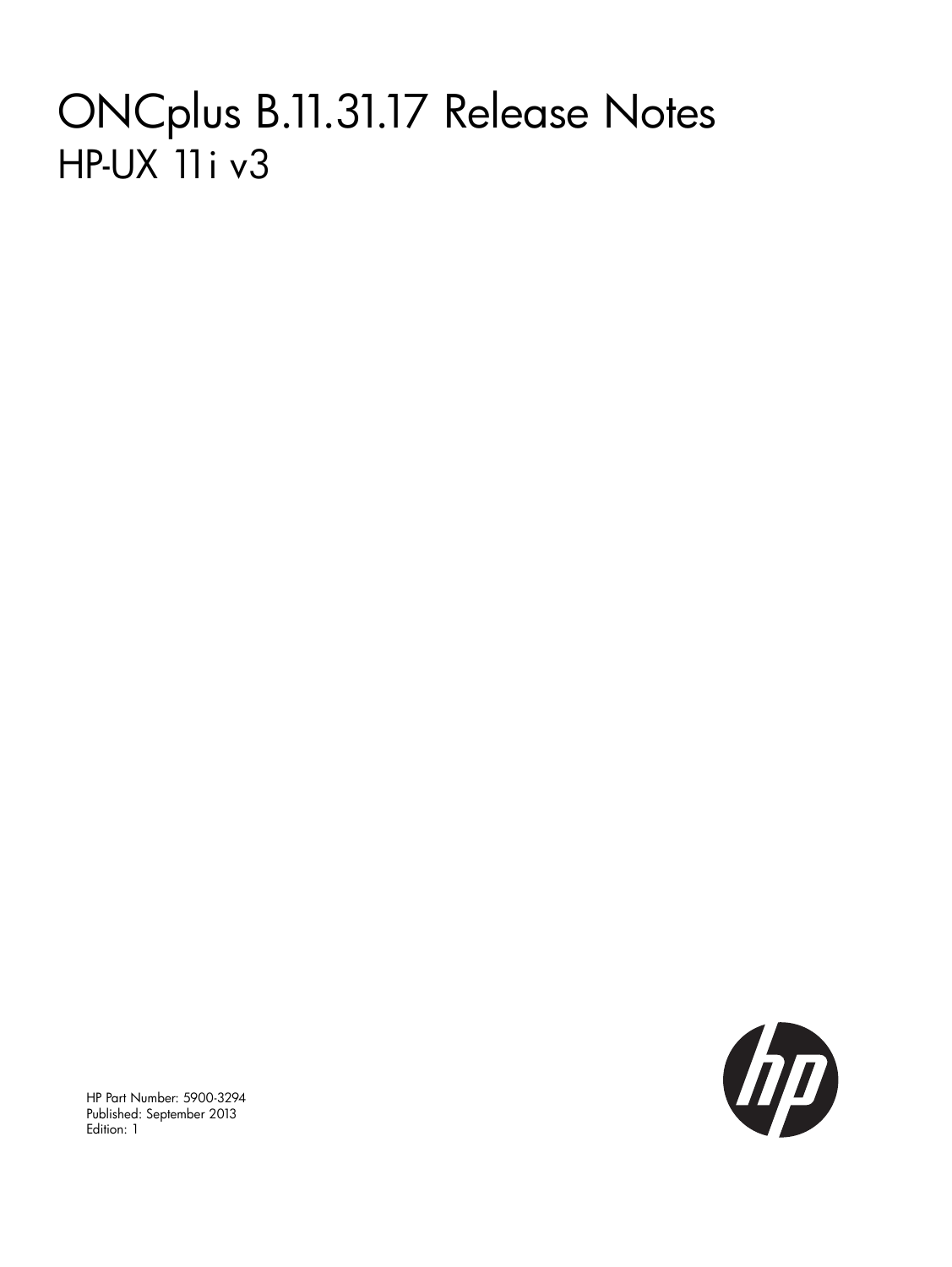# ONCplus B.11.31.17 Release Notes

## HP-UX 11i v3

HP Part Number: 5900-3294
Published: September 2013
Edition: 1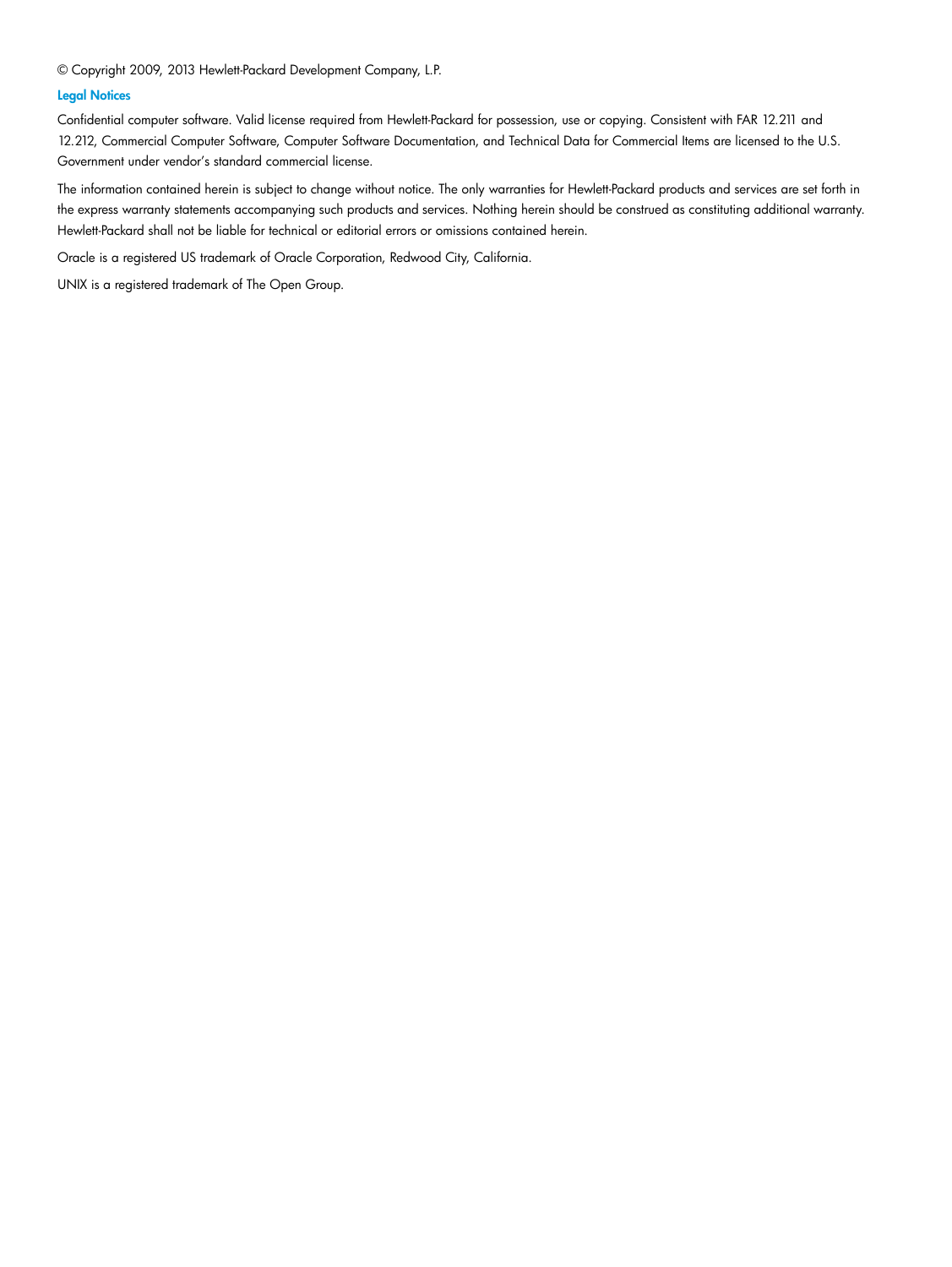© Copyright 2009, 2013 Hewlett-Packard Development Company, L.P.

## Legal Notices

Confidential computer software. Valid license required from Hewlett-Packard for possession, use or copying. Consistent with FAR 12.211 and 12.212, Commercial Computer Software, Computer Software Documentation, and Technical Data for Commercial Items are licensed to the U.S. Government under vendor's standard commercial license.

The information contained herein is subject to change without notice. The only warranties for Hewlett-Packard products and services are set forth in the express warranty statements accompanying such products and services. Nothing herein should be construed as constituting additional warranty. Hewlett-Packard shall not be liable for technical or editorial errors or omissions contained herein.

Oracle is a registered US trademark of Oracle Corporation, Redwood City, California.

UNIX is a registered trademark of The Open Group.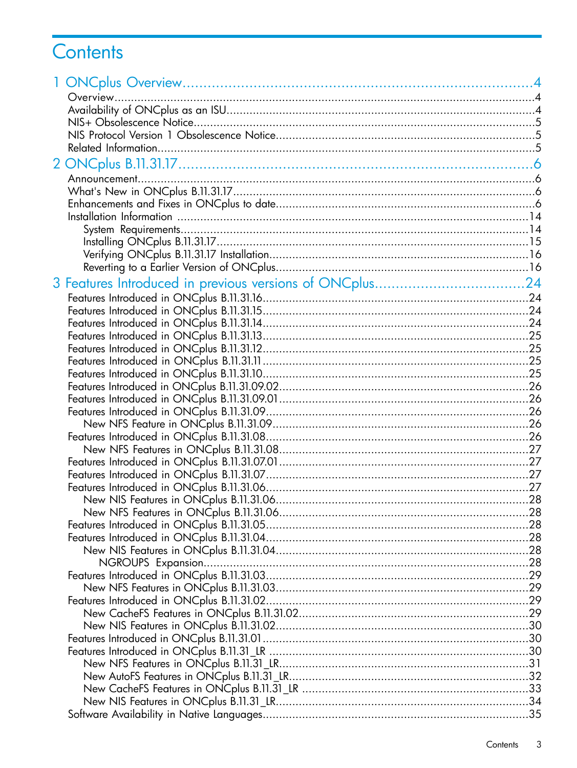# Contents

1 ONCplus Overview....................................................................................4
- Overview..........................................................................................................4
- Availability of ONCplus as an ISU.......................................................................4
- NIS+ Obsolescence Notice...................................................................................5
- NIS Protocol Version 1 Obsolescence Notice..........................................................5
- Related Information............................................................................................5

2 ONCplus B.11.31.17..................................................................................6
- Announcement....................................................................................................6
- What's New in ONCplus B.11.31.17......................................................................6
- Enhancements and Fixes in ONCplus to date..........................................................6
- Installation Information ......................................................................................14
  - System Requirements....................................................................................14
  - Installing ONCplus B.11.31.17..........................................................................15
  - Verifying ONCplus B.11.31.17 Installation..........................................................16
  - Reverting to a Earlier Version of ONCplus...........................................................16

3 Features Introduced in previous versions of ONCplus...................................24
- Features Introduced in ONCplus B.11.31.16...........................................................24
- Features Introduced in ONCplus B.11.31.15...........................................................24
- Features Introduced in ONCplus B.11.31.14...........................................................24
- Features Introduced in ONCplus B.11.31.13...........................................................25
- Features Introduced in ONCplus B.11.31.12...........................................................25
- Features Introduced in ONCplus B.11.31.11...........................................................25
- Features Introduced in ONCplus B.11.31.10...........................................................25
- Features Introduced in ONCplus B.11.31.09.02......................................................26
- Features Introduced in ONCplus B.11.31.09.01......................................................26
- Features Introduced in ONCplus B.11.31.09...........................................................26
  - New NFS Feature in ONCplus B.11.31.09.........................................................26
- Features Introduced in ONCplus B.11.31.08...........................................................26
  - New NFS Features in ONCplus B.11.31.08........................................................27
- Features Introduced in ONCplus B.11.31.07.01......................................................27
- Features Introduced in ONCplus B.11.31.07...........................................................27
- Features Introduced in ONCplus B.11.31.06...........................................................27
  - New NIS Features in ONCplus B.11.31.06.........................................................28
  - New NFS Features in ONCplus B.11.31.06........................................................28
- Features Introduced in ONCplus B.11.31.05...........................................................28
- Features Introduced in ONCplus B.11.31.04...........................................................28
  - New NIS Features in ONCplus B.11.31.04.........................................................28
    - NGROUPS Expansion.................................................................................28
- Features Introduced in ONCplus B.11.31.03...........................................................29
  - New NFS Features in ONCplus B.11.31.03........................................................29
- Features Introduced in ONCplus B.11.31.02...........................................................29
  - New CacheFS Features in ONCplus B.11.31.02..................................................29
  - New NIS Features in ONCplus B.11.31.02.........................................................30
- Features Introduced in ONCplus B.11.31.01...........................................................30
- Features Introduced in ONCplus B.11.31_LR .........................................................30
  - New NFS Features in ONCplus B.11.31_LR........................................................31
  - New AutoFS Features in ONCplus B.11.31_LR....................................................32
  - New CacheFS Features in ONCplus B.11.31_LR .................................................33
  - New NIS Features in ONCplus B.11.31_LR.........................................................34
- Software Availability in Native Languages.............................................................35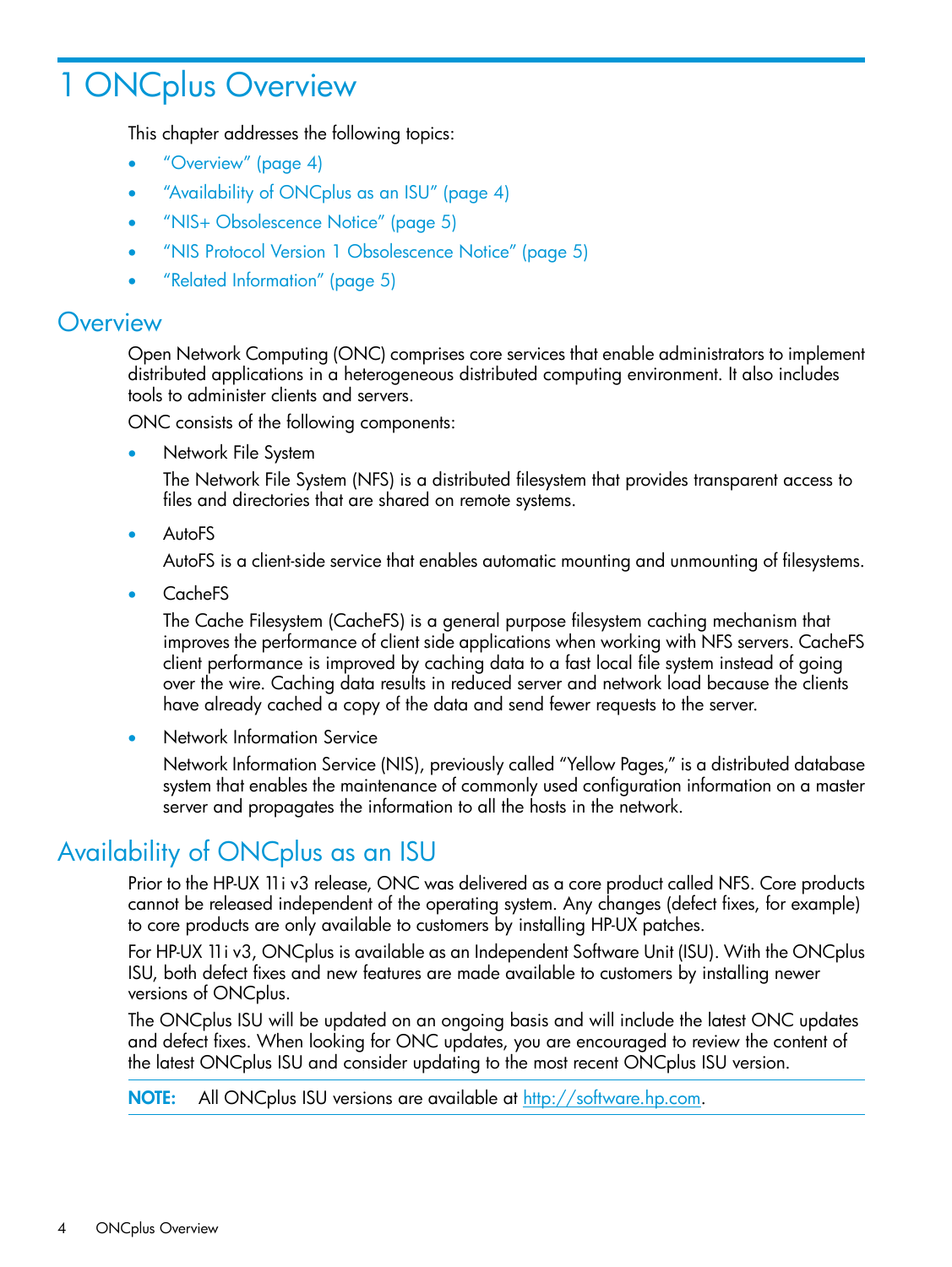# 1 ONCplus Overview

This chapter addresses the following topics:

- "Overview" (page 4)
- "Availability of ONCplus as an ISU" (page 4)
- "NIS+ Obsolescence Notice" (page 5)
- "NIS Protocol Version 1 Obsolescence Notice" (page 5)
- "Related Information" (page 5)

## Overview

Open Network Computing (ONC) comprises core services that enable administrators to implement distributed applications in a heterogeneous distributed computing environment. It also includes tools to administer clients and servers.

ONC consists of the following components:

- Network File System

  The Network File System (NFS) is a distributed filesystem that provides transparent access to files and directories that are shared on remote systems.

- AutoFS

  AutoFS is a client-side service that enables automatic mounting and unmounting of filesystems.

- CacheFS

  The Cache Filesystem (CacheFS) is a general purpose filesystem caching mechanism that improves the performance of client side applications when working with NFS servers. CacheFS client performance is improved by caching data to a fast local file system instead of going over the wire. Caching data results in reduced server and network load because the clients have already cached a copy of the data and send fewer requests to the server.

- Network Information Service

  Network Information Service (NIS), previously called "Yellow Pages," is a distributed database system that enables the maintenance of commonly used configuration information on a master server and propagates the information to all the hosts in the network.

## Availability of ONCplus as an ISU

Prior to the HP-UX 11i v3 release, ONC was delivered as a core product called NFS. Core products cannot be released independent of the operating system. Any changes (defect fixes, for example) to core products are only available to customers by installing HP-UX patches.

For HP-UX 11i v3, ONCplus is available as an Independent Software Unit (ISU). With the ONCplus ISU, both defect fixes and new features are made available to customers by installing newer versions of ONCplus.

The ONCplus ISU will be updated on an ongoing basis and will include the latest ONC updates and defect fixes. When looking for ONC updates, you are encouraged to review the content of the latest ONCplus ISU and consider updating to the most recent ONCplus ISU version.

**NOTE:** All ONCplus ISU versions are available at http://software.hp.com.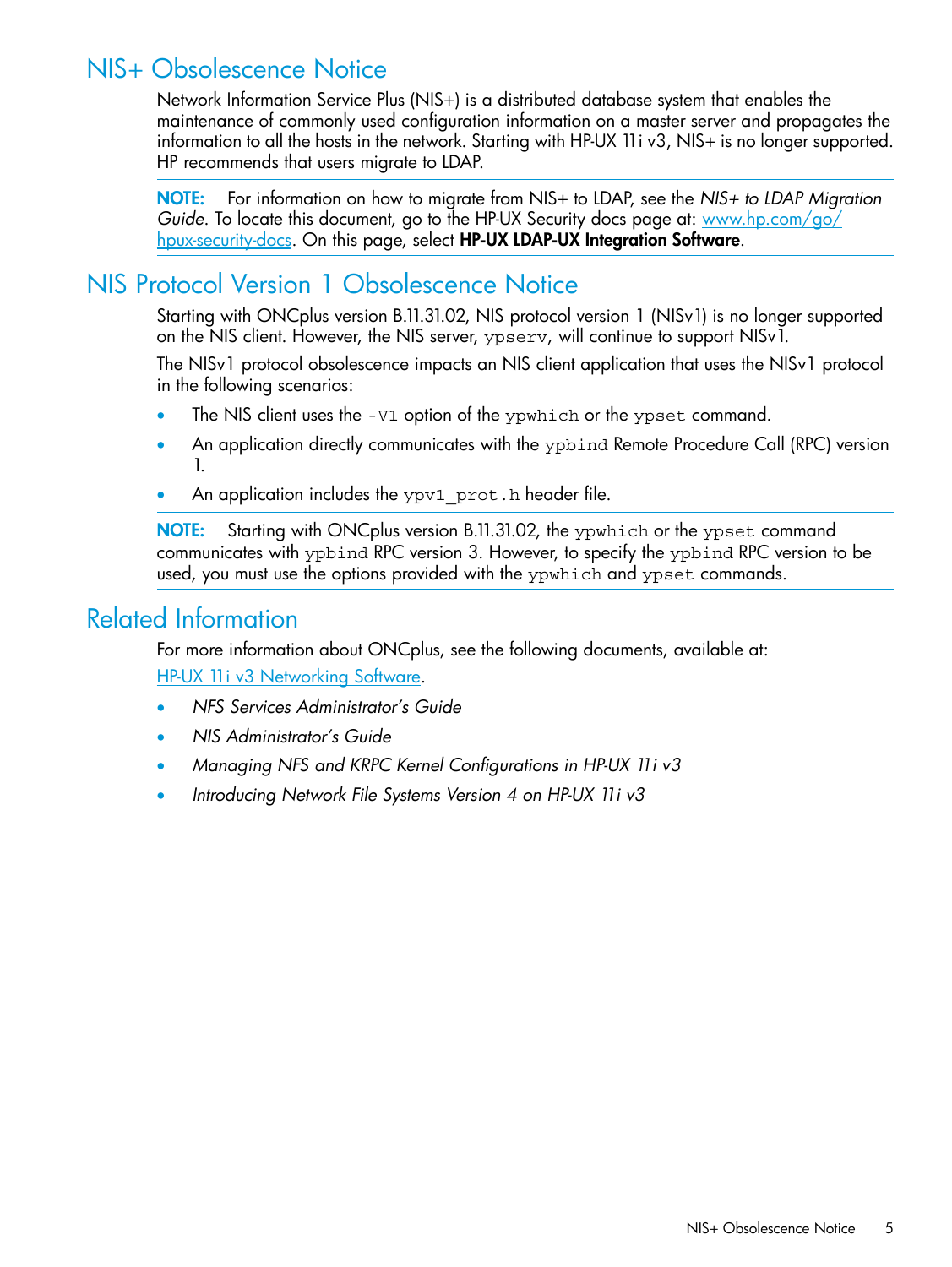## NIS+ Obsolescence Notice

Network Information Service Plus (NIS+) is a distributed database system that enables the maintenance of commonly used configuration information on a master server and propagates the information to all the hosts in the network. Starting with HP-UX 11i v3, NIS+ is no longer supported. HP recommends that users migrate to LDAP.

**NOTE:** For information on how to migrate from NIS+ to LDAP, see the *NIS+ to LDAP Migration Guide*. To locate this document, go to the HP-UX Security docs page at: [www.hp.com/go/hpux-security-docs](www.hp.com/go/hpux-security-docs). On this page, select **HP-UX LDAP-UX Integration Software**.

## NIS Protocol Version 1 Obsolescence Notice

Starting with ONCplus version B.11.31.02, NIS protocol version 1 (NISv1) is no longer supported on the NIS client. However, the NIS server, `ypserv`, will continue to support NISv1.

The NISv1 protocol obsolescence impacts an NIS client application that uses the NISv1 protocol in the following scenarios:

- The NIS client uses the `-V1` option of the `ypwhich` or the `ypset` command.
- An application directly communicates with the `ypbind` Remote Procedure Call (RPC) version 1.
- An application includes the `ypv1_prot.h` header file.

**NOTE:** Starting with ONCplus version B.11.31.02, the `ypwhich` or the `ypset` command communicates with `ypbind` RPC version 3. However, to specify the `ypbind` RPC version to be used, you must use the options provided with the `ypwhich` and `ypset` commands.

## Related Information

For more information about ONCplus, see the following documents, available at: [HP-UX 11i v3 Networking Software](HP-UX 11i v3 Networking Software).

- *NFS Services Administrator's Guide*
- *NIS Administrator's Guide*
- *Managing NFS and KRPC Kernel Configurations in HP-UX 11i v3*
- *Introducing Network File Systems Version 4 on HP-UX 11i v3*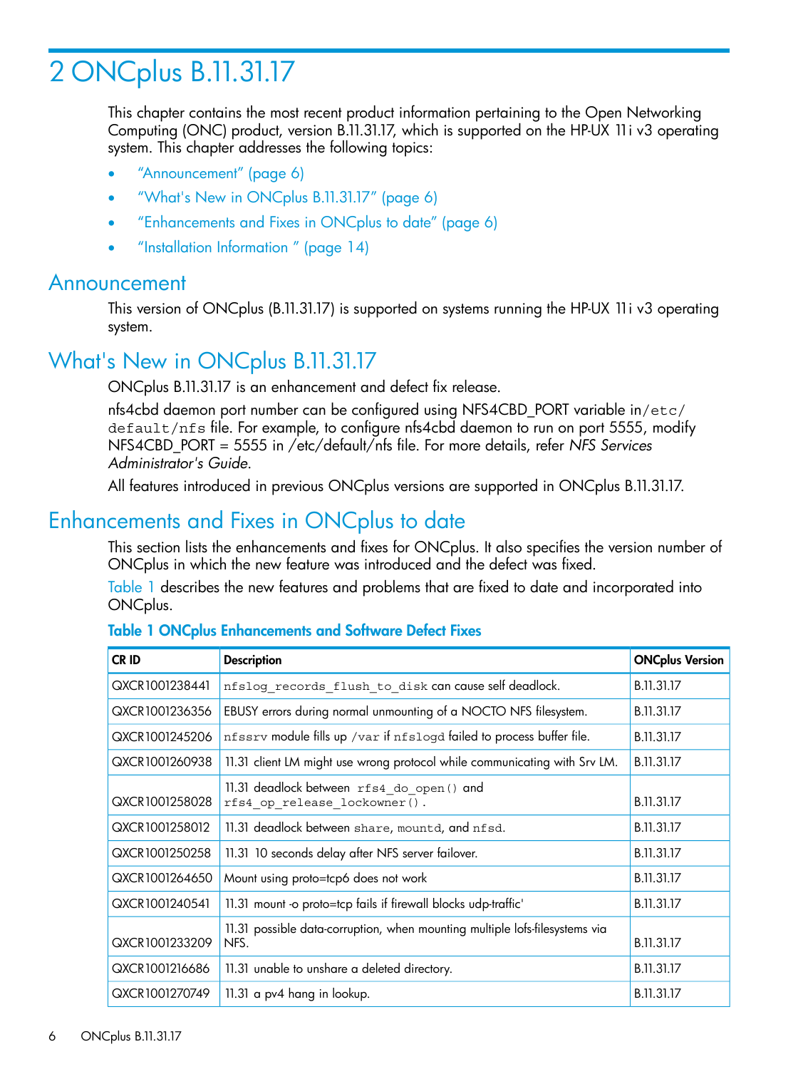# 2 ONCplus B.11.31.17

This chapter contains the most recent product information pertaining to the Open Networking Computing (ONC) product, version B.11.31.17, which is supported on the HP-UX 11i v3 operating system. This chapter addresses the following topics:

- "Announcement" (page 6)
- "What's New in ONCplus B.11.31.17" (page 6)
- "Enhancements and Fixes in ONCplus to date" (page 6)
- "Installation Information " (page 14)

## Announcement

This version of ONCplus (B.11.31.17) is supported on systems running the HP-UX 11i v3 operating system.

## What's New in ONCplus B.11.31.17

ONCplus B.11.31.17 is an enhancement and defect fix release.

nfs4cbd daemon port number can be configured using NFS4CBD_PORT variable in `/etc/default/nfs` file. For example, to configure nfs4cbd daemon to run on port 5555, modify NFS4CBD_PORT = 5555 in /etc/default/nfs file. For more details, refer *NFS Services Administrator's Guide*.

All features introduced in previous ONCplus versions are supported in ONCplus B.11.31.17.

## Enhancements and Fixes in ONCplus to date

This section lists the enhancements and fixes for ONCplus. It also specifies the version number of ONCplus in which the new feature was introduced and the defect was fixed.

Table 1 describes the new features and problems that are fixed to date and incorporated into ONCplus.

**Table 1 ONCplus Enhancements and Software Defect Fixes**

| CR ID | Description | ONCplus Version |
|---|---|---|
| QXCR1001238441 | `nfslog_records_flush_to_disk` can cause self deadlock. | B.11.31.17 |
| QXCR1001236356 | EBUSY errors during normal unmounting of a NOCTO NFS filesystem. | B.11.31.17 |
| QXCR1001245206 | `nfssrv` module fills up `/var` if `nfslogd` failed to process buffer file. | B.11.31.17 |
| QXCR1001260938 | 11.31 client LM might use wrong protocol while communicating with Srv LM. | B.11.31.17 |
| QXCR1001258028 | 11.31 deadlock between `rfs4_do_open()` and `rfs4_op_release_lockowner()`. | B.11.31.17 |
| QXCR1001258012 | 11.31 deadlock between `share`, `mountd`, and `nfsd`. | B.11.31.17 |
| QXCR1001250258 | 11.31 10 seconds delay after NFS server failover. | B.11.31.17 |
| QXCR1001264650 | Mount using proto=tcp6 does not work | B.11.31.17 |
| QXCR1001240541 | 11.31 mount -o proto=tcp fails if firewall blocks udp-traffic' | B.11.31.17 |
| QXCR1001233209 | 11.31 possible data-corruption, when mounting multiple lofs-filesystems via NFS. | B.11.31.17 |
| QXCR1001216686 | 11.31 unable to unshare a deleted directory. | B.11.31.17 |
| QXCR1001270749 | 11.31 a pv4 hang in lookup. | B.11.31.17 |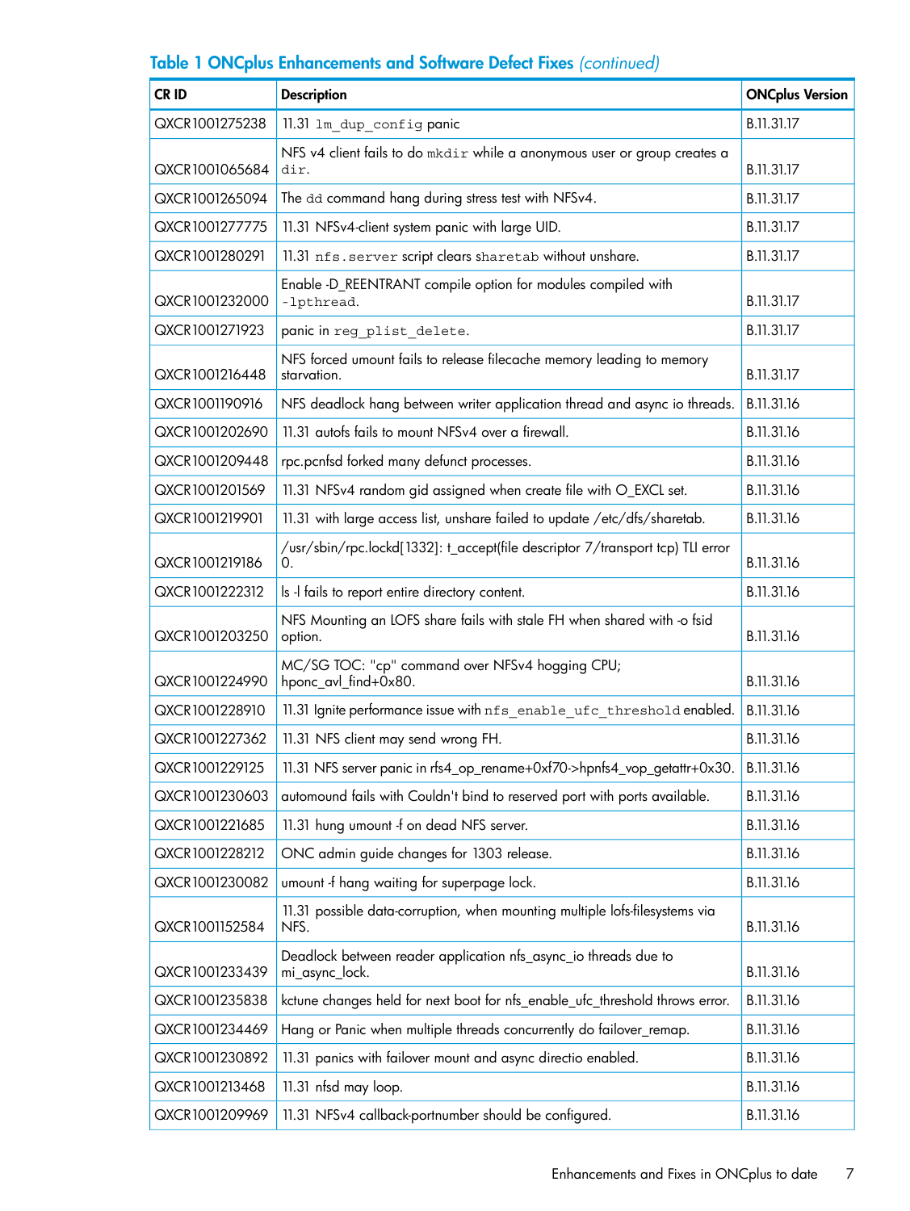**Table 1 ONCplus Enhancements and Software Defect Fixes** *(continued)*

| CR ID | Description | ONCplus Version |
|---|---|---|
| QXCR1001275238 | 11.31 `lm_dup_config` panic | B.11.31.17 |
| QXCR1001065684 | NFS v4 client fails to do `mkdir` while a anonymous user or group creates a `dir`. | B.11.31.17 |
| QXCR1001265094 | The `dd` command hang during stress test with NFSv4. | B.11.31.17 |
| QXCR1001277775 | 11.31 NFSv4-client system panic with large UID. | B.11.31.17 |
| QXCR1001280291 | 11.31 `nfs.server` script clears `sharetab` without unshare. | B.11.31.17 |
| QXCR1001232000 | Enable -D_REENTRANT compile option for modules compiled with `-lpthread`. | B.11.31.17 |
| QXCR1001271923 | panic in `reg_plist_delete`. | B.11.31.17 |
| QXCR1001216448 | NFS forced umount fails to release filecache memory leading to memory starvation. | B.11.31.17 |
| QXCR1001190916 | NFS deadlock hang between writer application thread and async io threads. | B.11.31.16 |
| QXCR1001202690 | 11.31 autofs fails to mount NFSv4 over a firewall. | B.11.31.16 |
| QXCR1001209448 | rpc.pcnfsd forked many defunct processes. | B.11.31.16 |
| QXCR1001201569 | 11.31 NFSv4 random gid assigned when create file with O_EXCL set. | B.11.31.16 |
| QXCR1001219901 | 11.31 with large access list, unshare failed to update /etc/dfs/sharetab. | B.11.31.16 |
| QXCR1001219186 | /usr/sbin/rpc.lockd[1332]: t_accept(file descriptor 7/transport tcp) TLI error 0. | B.11.31.16 |
| QXCR1001222312 | ls -l fails to report entire directory content. | B.11.31.16 |
| QXCR1001203250 | NFS Mounting an LOFS share fails with stale FH when shared with -o fsid option. | B.11.31.16 |
| QXCR1001224990 | MC/SG TOC: "cp" command over NFSv4 hogging CPU; hponc_avl_find+0x80. | B.11.31.16 |
| QXCR1001228910 | 11.31 Ignite performance issue with `nfs_enable_ufc_threshold` enabled. | B.11.31.16 |
| QXCR1001227362 | 11.31 NFS client may send wrong FH. | B.11.31.16 |
| QXCR1001229125 | 11.31 NFS server panic in rfs4_op_rename+0xf70->hpnfs4_vop_getattr+0x30. | B.11.31.16 |
| QXCR1001230603 | automound fails with Couldn't bind to reserved port with ports available. | B.11.31.16 |
| QXCR1001221685 | 11.31 hung umount -f on dead NFS server. | B.11.31.16 |
| QXCR1001228212 | ONC admin guide changes for 1303 release. | B.11.31.16 |
| QXCR1001230082 | umount -f hang waiting for superpage lock. | B.11.31.16 |
| QXCR1001152584 | 11.31 possible data-corruption, when mounting multiple lofs-filesystems via NFS. | B.11.31.16 |
| QXCR1001233439 | Deadlock between reader application nfs_async_io threads due to mi_async_lock. | B.11.31.16 |
| QXCR1001235838 | kctune changes held for next boot for nfs_enable_ufc_threshold throws error. | B.11.31.16 |
| QXCR1001234469 | Hang or Panic when multiple threads concurrently do failover_remap. | B.11.31.16 |
| QXCR1001230892 | 11.31 panics with failover mount and async directio enabled. | B.11.31.16 |
| QXCR1001213468 | 11.31 nfsd may loop. | B.11.31.16 |
| QXCR1001209969 | 11.31 NFSv4 callback-portnumber should be configured. | B.11.31.16 |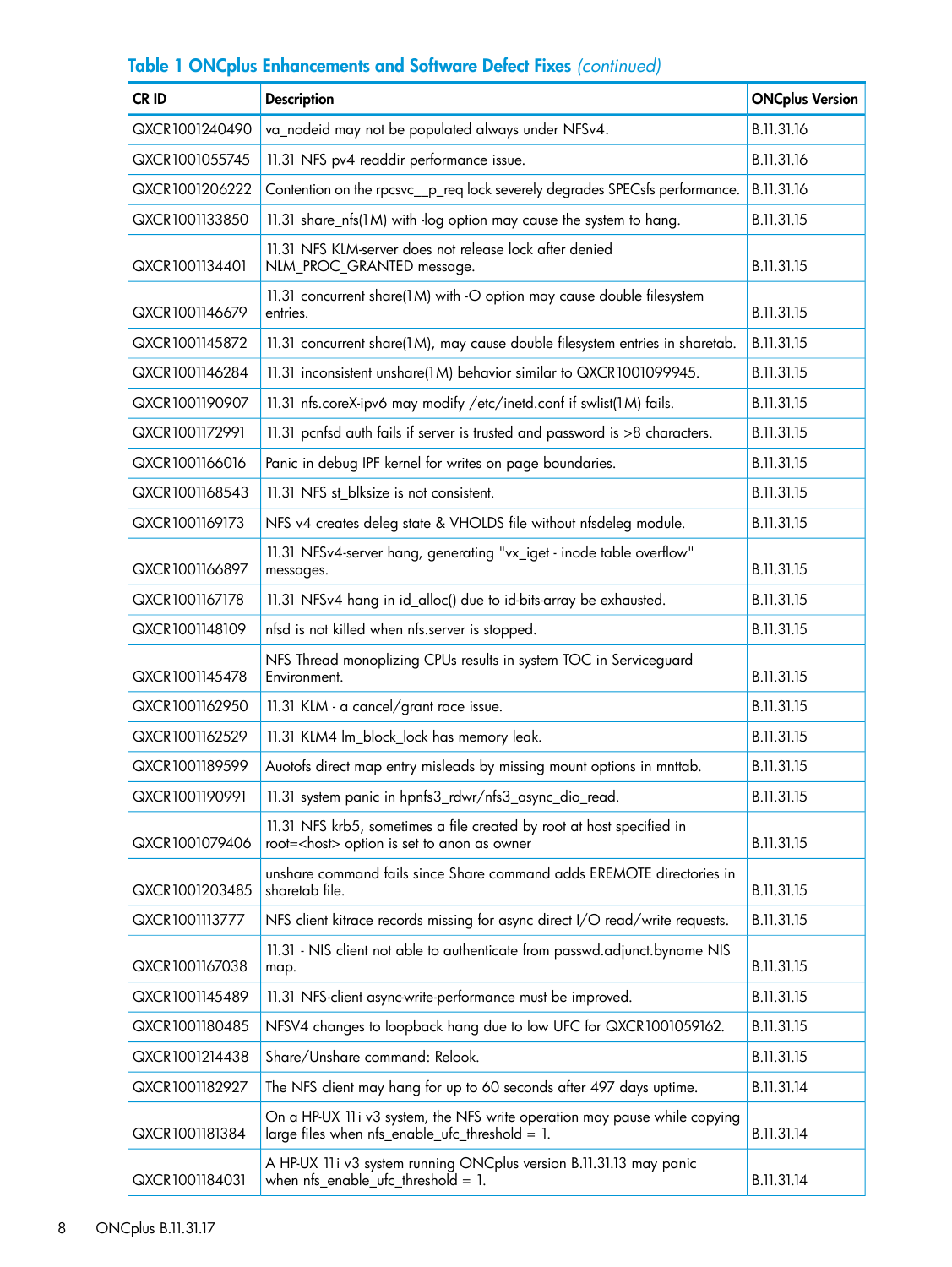**Table 1 ONCplus Enhancements and Software Defect Fixes** *(continued)*

| CR ID | Description | ONCplus Version |
|---|---|---|
| QXCR1001240490 | va_nodeid may not be populated always under NFSv4. | B.11.31.16 |
| QXCR1001055745 | 11.31 NFS pv4 readdir performance issue. | B.11.31.16 |
| QXCR1001206222 | Contention on the rpcsvc__p_req lock severely degrades SPECsfs performance. | B.11.31.16 |
| QXCR1001133850 | 11.31 share_nfs(1M) with -log option may cause the system to hang. | B.11.31.15 |
| QXCR1001134401 | 11.31 NFS KLM-server does not release lock after denied NLM_PROC_GRANTED message. | B.11.31.15 |
| QXCR1001146679 | 11.31 concurrent share(1M) with -O option may cause double filesystem entries. | B.11.31.15 |
| QXCR1001145872 | 11.31 concurrent share(1M), may cause double filesystem entries in sharetab. | B.11.31.15 |
| QXCR1001146284 | 11.31 inconsistent unshare(1M) behavior similar to QXCR1001099945. | B.11.31.15 |
| QXCR1001190907 | 11.31 nfs.coreX-ipv6 may modify /etc/inetd.conf if swlist(1M) fails. | B.11.31.15 |
| QXCR1001172991 | 11.31 pcnfsd auth fails if server is trusted and password is >8 characters. | B.11.31.15 |
| QXCR1001166016 | Panic in debug IPF kernel for writes on page boundaries. | B.11.31.15 |
| QXCR1001168543 | 11.31 NFS st_blksize is not consistent. | B.11.31.15 |
| QXCR1001169173 | NFS v4 creates deleg state & VHOLDS file without nfsdeleg module. | B.11.31.15 |
| QXCR1001166897 | 11.31 NFSv4-server hang, generating "vx_iget - inode table overflow" messages. | B.11.31.15 |
| QXCR1001167178 | 11.31 NFSv4 hang in id_alloc() due to id-bits-array be exhausted. | B.11.31.15 |
| QXCR1001148109 | nfsd is not killed when nfs.server is stopped. | B.11.31.15 |
| QXCR1001145478 | NFS Thread monoplizing CPUs results in system TOC in Serviceguard Environment. | B.11.31.15 |
| QXCR1001162950 | 11.31 KLM - a cancel/grant race issue. | B.11.31.15 |
| QXCR1001162529 | 11.31 KLM4 lm_block_lock has memory leak. | B.11.31.15 |
| QXCR1001189599 | Auotofs direct map entry misleads by missing mount options in mnttab. | B.11.31.15 |
| QXCR1001190991 | 11.31 system panic in hpnfs3_rdwr/nfs3_async_dio_read. | B.11.31.15 |
| QXCR1001079406 | 11.31 NFS krb5, sometimes a file created by root at host specified in root=<host> option is set to anon as owner | B.11.31.15 |
| QXCR1001203485 | unshare command fails since Share command adds EREMOTE directories in sharetab file. | B.11.31.15 |
| QXCR1001113777 | NFS client kitrace records missing for async direct I/O read/write requests. | B.11.31.15 |
| QXCR1001167038 | 11.31 - NIS client not able to authenticate from passwd.adjunct.byname NIS map. | B.11.31.15 |
| QXCR1001145489 | 11.31 NFS-client async-write-performance must be improved. | B.11.31.15 |
| QXCR1001180485 | NFSV4 changes to loopback hang due to low UFC for QXCR1001059162. | B.11.31.15 |
| QXCR1001214438 | Share/Unshare command: Relook. | B.11.31.15 |
| QXCR1001182927 | The NFS client may hang for up to 60 seconds after 497 days uptime. | B.11.31.14 |
| QXCR1001181384 | On a HP-UX 11i v3 system, the NFS write operation may pause while copying large files when nfs_enable_ufc_threshold = 1. | B.11.31.14 |
| QXCR1001184031 | A HP-UX 11i v3 system running ONCplus version B.11.31.13 may panic when nfs_enable_ufc_threshold = 1. | B.11.31.14 |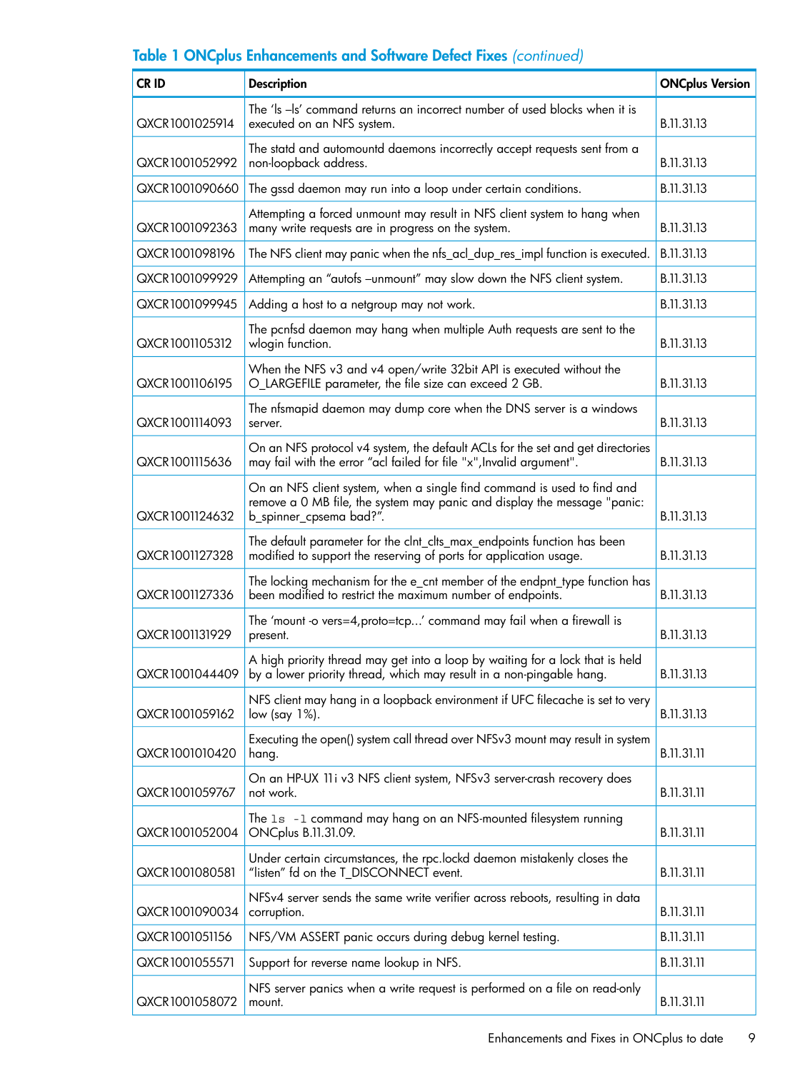**Table 1 ONCplus Enhancements and Software Defect Fixes** *(continued)*

| CR ID | Description | ONCplus Version |
|---|---|---|
| QXCR1001025914 | The ‘ls –ls’ command returns an incorrect number of used blocks when it is executed on an NFS system. | B.11.31.13 |
| QXCR1001052992 | The statd and automountd daemons incorrectly accept requests sent from a non-loopback address. | B.11.31.13 |
| QXCR1001090660 | The gssd daemon may run into a loop under certain conditions. | B.11.31.13 |
| QXCR1001092363 | Attempting a forced unmount may result in NFS client system to hang when many write requests are in progress on the system. | B.11.31.13 |
| QXCR1001098196 | The NFS client may panic when the nfs_acl_dup_res_impl function is executed. | B.11.31.13 |
| QXCR1001099929 | Attempting an “autofs –unmount” may slow down the NFS client system. | B.11.31.13 |
| QXCR1001099945 | Adding a host to a netgroup may not work. | B.11.31.13 |
| QXCR1001105312 | The pcnfsd daemon may hang when multiple Auth requests are sent to the wlogin function. | B.11.31.13 |
| QXCR1001106195 | When the NFS v3 and v4 open/write 32bit API is executed without the O_LARGEFILE parameter, the file size can exceed 2 GB. | B.11.31.13 |
| QXCR1001114093 | The nfsmapid daemon may dump core when the DNS server is a windows server. | B.11.31.13 |
| QXCR1001115636 | On an NFS protocol v4 system, the default ACLs for the set and get directories may fail with the error “acl failed for file "x",Invalid argument". | B.11.31.13 |
| QXCR1001124632 | On an NFS client system, when a single find command is used to find and remove a 0 MB file, the system may panic and display the message "panic: b_spinner_cpsema bad?”. | B.11.31.13 |
| QXCR1001127328 | The default parameter for the clnt_clts_max_endpoints function has been modified to support the reserving of ports for application usage. | B.11.31.13 |
| QXCR1001127336 | The locking mechanism for the e_cnt member of the endpnt_type function has been modified to restrict the maximum number of endpoints. | B.11.31.13 |
| QXCR1001131929 | The ‘mount -o vers=4,proto=tcp...’ command may fail when a firewall is present. | B.11.31.13 |
| QXCR1001044409 | A high priority thread may get into a loop by waiting for a lock that is held by a lower priority thread, which may result in a non-pingable hang. | B.11.31.13 |
| QXCR1001059162 | NFS client may hang in a loopback environment if UFC filecache is set to very low (say 1%). | B.11.31.13 |
| QXCR1001010420 | Executing the open() system call thread over NFSv3 mount may result in system hang. | B.11.31.11 |
| QXCR1001059767 | On an HP-UX 11i v3 NFS client system, NFSv3 server-crash recovery does not work. | B.11.31.11 |
| QXCR1001052004 | The `ls -l` command may hang on an NFS-mounted filesystem running ONCplus B.11.31.09. | B.11.31.11 |
| QXCR1001080581 | Under certain circumstances, the rpc.lockd daemon mistakenly closes the “listen” fd on the T_DISCONNECT event. | B.11.31.11 |
| QXCR1001090034 | NFSv4 server sends the same write verifier across reboots, resulting in data corruption. | B.11.31.11 |
| QXCR1001051156 | NFS/VM ASSERT panic occurs during debug kernel testing. | B.11.31.11 |
| QXCR1001055571 | Support for reverse name lookup in NFS. | B.11.31.11 |
| QXCR1001058072 | NFS server panics when a write request is performed on a file on read-only mount. | B.11.31.11 |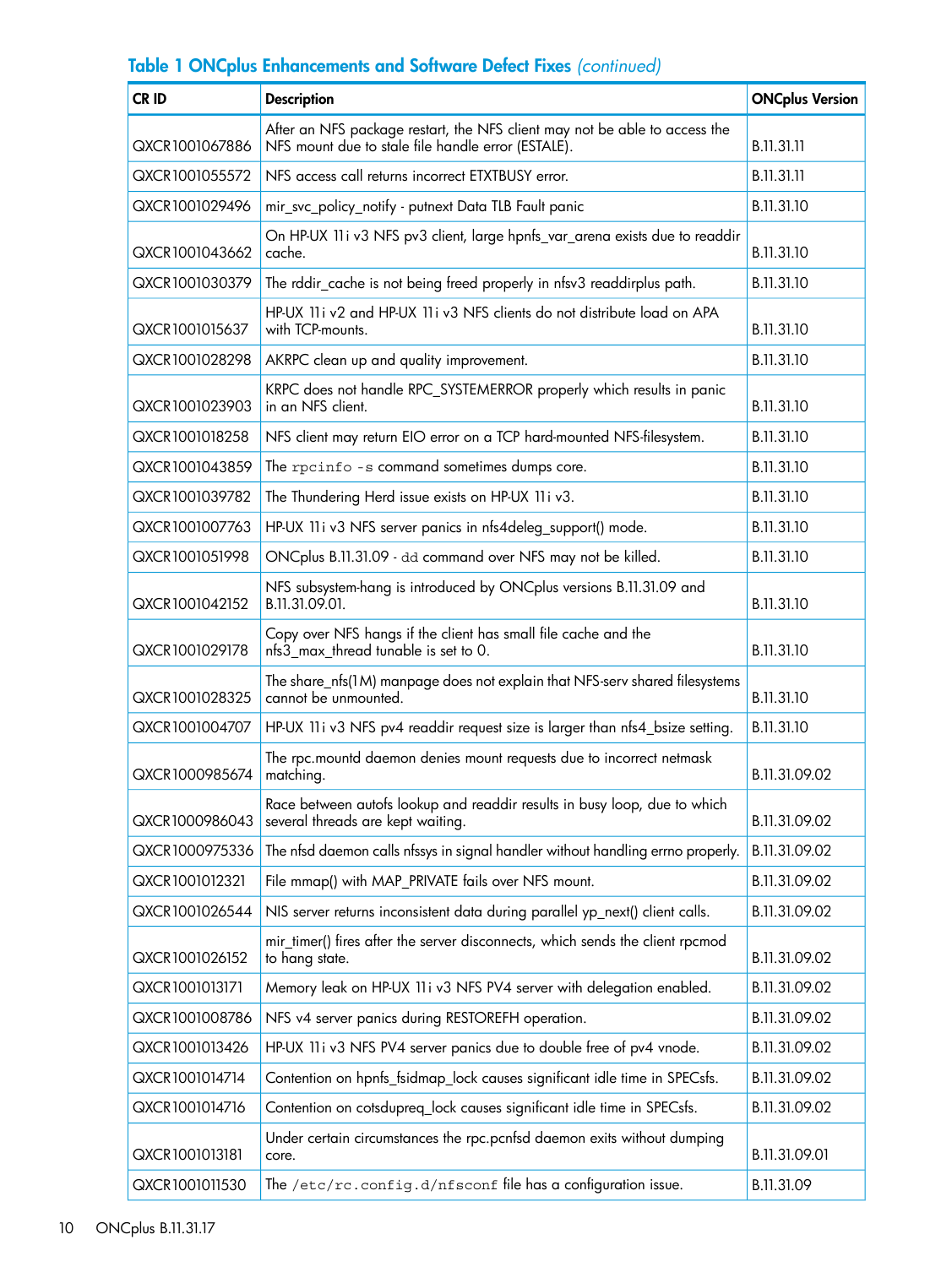**Table 1 ONCplus Enhancements and Software Defect Fixes** *(continued)*

| CR ID | Description | ONCplus Version |
|---|---|---|
| QXCR1001067886 | After an NFS package restart, the NFS client may not be able to access the NFS mount due to stale file handle error (ESTALE). | B.11.31.11 |
| QXCR1001055572 | NFS access call returns incorrect ETXTBUSY error. | B.11.31.11 |
| QXCR1001029496 | mir_svc_policy_notify - putnext Data TLB Fault panic | B.11.31.10 |
| QXCR1001043662 | On HP-UX 11i v3 NFS pv3 client, large hpnfs_var_arena exists due to readdir cache. | B.11.31.10 |
| QXCR1001030379 | The rddir_cache is not being freed properly in nfsv3 readdirplus path. | B.11.31.10 |
| QXCR1001015637 | HP-UX 11i v2 and HP-UX 11i v3 NFS clients do not distribute load on APA with TCP-mounts. | B.11.31.10 |
| QXCR1001028298 | AKRPC clean up and quality improvement. | B.11.31.10 |
| QXCR1001023903 | KRPC does not handle RPC_SYSTEMERROR properly which results in panic in an NFS client. | B.11.31.10 |
| QXCR1001018258 | NFS client may return EIO error on a TCP hard-mounted NFS-filesystem. | B.11.31.10 |
| QXCR1001043859 | The `rpcinfo -s` command sometimes dumps core. | B.11.31.10 |
| QXCR1001039782 | The Thundering Herd issue exists on HP-UX 11i v3. | B.11.31.10 |
| QXCR1001007763 | HP-UX 11i v3 NFS server panics in nfs4deleg_support() mode. | B.11.31.10 |
| QXCR1001051998 | ONCplus B.11.31.09 - `dd` command over NFS may not be killed. | B.11.31.10 |
| QXCR1001042152 | NFS subsystem-hang is introduced by ONCplus versions B.11.31.09 and B.11.31.09.01. | B.11.31.10 |
| QXCR1001029178 | Copy over NFS hangs if the client has small file cache and the nfs3_max_thread tunable is set to 0. | B.11.31.10 |
| QXCR1001028325 | The share_nfs(1M) manpage does not explain that NFS-serv shared filesystems cannot be unmounted. | B.11.31.10 |
| QXCR1001004707 | HP-UX 11i v3 NFS pv4 readdir request size is larger than nfs4_bsize setting. | B.11.31.10 |
| QXCR1000985674 | The rpc.mountd daemon denies mount requests due to incorrect netmask matching. | B.11.31.09.02 |
| QXCR1000986043 | Race between autofs lookup and readdir results in busy loop, due to which several threads are kept waiting. | B.11.31.09.02 |
| QXCR1000975336 | The nfsd daemon calls nfssys in signal handler without handling errno properly. | B.11.31.09.02 |
| QXCR1001012321 | File mmap() with MAP_PRIVATE fails over NFS mount. | B.11.31.09.02 |
| QXCR1001026544 | NIS server returns inconsistent data during parallel yp_next() client calls. | B.11.31.09.02 |
| QXCR1001026152 | mir_timer() fires after the server disconnects, which sends the client rpcmod to hang state. | B.11.31.09.02 |
| QXCR1001013171 | Memory leak on HP-UX 11i v3 NFS PV4 server with delegation enabled. | B.11.31.09.02 |
| QXCR1001008786 | NFS v4 server panics during RESTOREFH operation. | B.11.31.09.02 |
| QXCR1001013426 | HP-UX 11i v3 NFS PV4 server panics due to double free of pv4 vnode. | B.11.31.09.02 |
| QXCR1001014714 | Contention on hpnfs_fsidmap_lock causes significant idle time in SPECsfs. | B.11.31.09.02 |
| QXCR1001014716 | Contention on cotsdupreq_lock causes significant idle time in SPECsfs. | B.11.31.09.02 |
| QXCR1001013181 | Under certain circumstances the rpc.pcnfsd daemon exits without dumping core. | B.11.31.09.01 |
| QXCR1001011530 | The `/etc/rc.config.d/nfsconf` file has a configuration issue. | B.11.31.09 |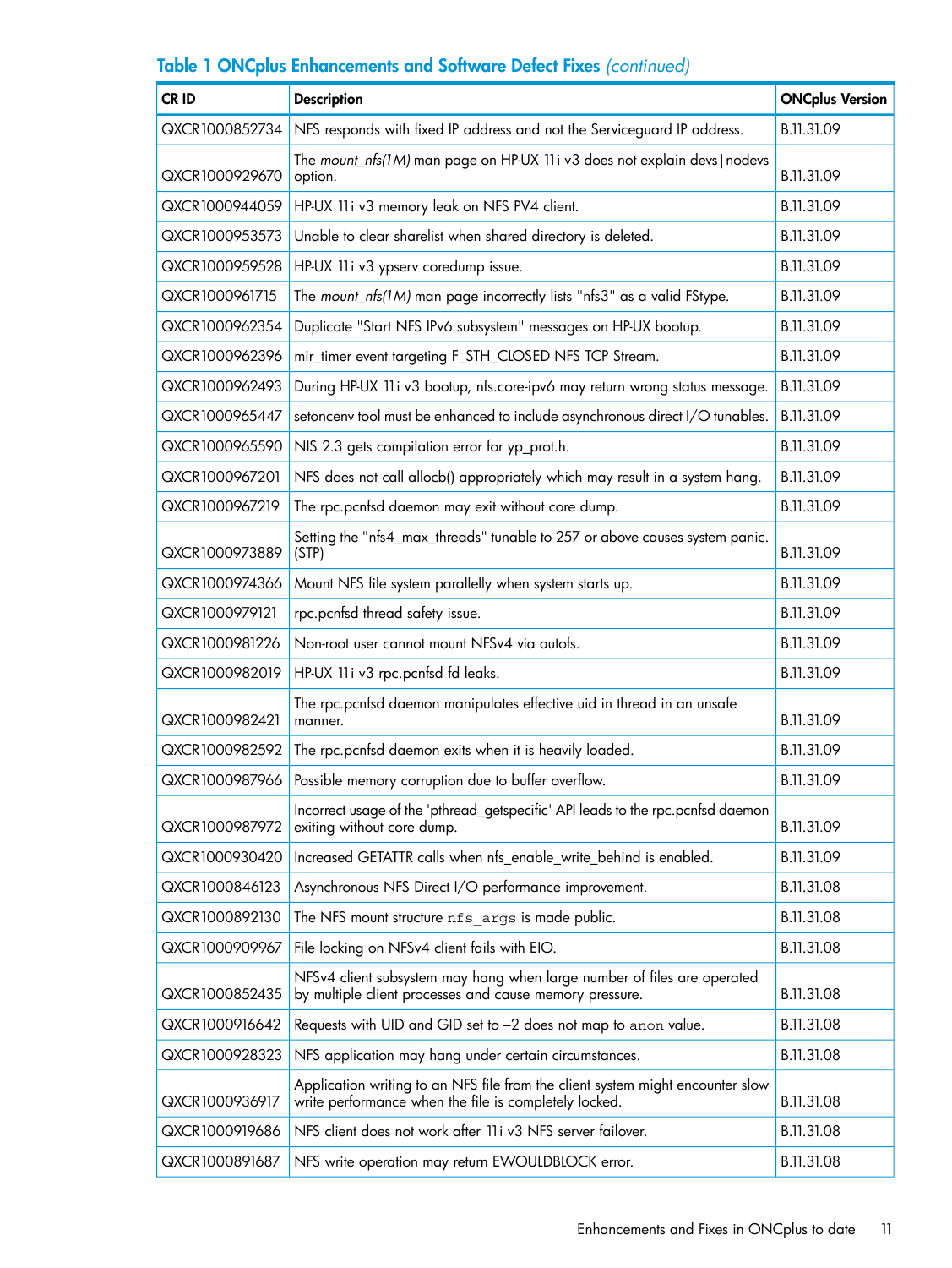**Table 1 ONCplus Enhancements and Software Defect Fixes** *(continued)*

| CR ID | Description | ONCplus Version |
|---|---|---|
| QXCR1000852734 | NFS responds with fixed IP address and not the Serviceguard IP address. | B.11.31.09 |
| QXCR1000929670 | The *mount_nfs(1M)* man page on HP-UX 11i v3 does not explain devs\|nodevs option. | B.11.31.09 |
| QXCR1000944059 | HP-UX 11i v3 memory leak on NFS PV4 client. | B.11.31.09 |
| QXCR1000953573 | Unable to clear sharelist when shared directory is deleted. | B.11.31.09 |
| QXCR1000959528 | HP-UX 11i v3 ypserv coredump issue. | B.11.31.09 |
| QXCR1000961715 | The *mount_nfs(1M)* man page incorrectly lists "nfs3" as a valid FStype. | B.11.31.09 |
| QXCR1000962354 | Duplicate "Start NFS IPv6 subsystem" messages on HP-UX bootup. | B.11.31.09 |
| QXCR1000962396 | mir_timer event targeting F_STH_CLOSED NFS TCP Stream. | B.11.31.09 |
| QXCR1000962493 | During HP-UX 11i v3 bootup, nfs.core-ipv6 may return wrong status message. | B.11.31.09 |
| QXCR1000965447 | setoncenv tool must be enhanced to include asynchronous direct I/O tunables. | B.11.31.09 |
| QXCR1000965590 | NIS 2.3 gets compilation error for yp_prot.h. | B.11.31.09 |
| QXCR1000967201 | NFS does not call allocb() appropriately which may result in a system hang. | B.11.31.09 |
| QXCR1000967219 | The rpc.pcnfsd daemon may exit without core dump. | B.11.31.09 |
| QXCR1000973889 | Setting the "nfs4_max_threads" tunable to 257 or above causes system panic. (STP) | B.11.31.09 |
| QXCR1000974366 | Mount NFS file system parallelly when system starts up. | B.11.31.09 |
| QXCR1000979121 | rpc.pcnfsd thread safety issue. | B.11.31.09 |
| QXCR1000981226 | Non-root user cannot mount NFSv4 via autofs. | B.11.31.09 |
| QXCR1000982019 | HP-UX 11i v3 rpc.pcnfsd fd leaks. | B.11.31.09 |
| QXCR1000982421 | The rpc.pcnfsd daemon manipulates effective uid in thread in an unsafe manner. | B.11.31.09 |
| QXCR1000982592 | The rpc.pcnfsd daemon exits when it is heavily loaded. | B.11.31.09 |
| QXCR1000987966 | Possible memory corruption due to buffer overflow. | B.11.31.09 |
| QXCR1000987972 | Incorrect usage of the 'pthread_getspecific' API leads to the rpc.pcnfsd daemon exiting without core dump. | B.11.31.09 |
| QXCR1000930420 | Increased GETATTR calls when nfs_enable_write_behind is enabled. | B.11.31.09 |
| QXCR1000846123 | Asynchronous NFS Direct I/O performance improvement. | B.11.31.08 |
| QXCR1000892130 | The NFS mount structure `nfs_args` is made public. | B.11.31.08 |
| QXCR1000909967 | File locking on NFSv4 client fails with EIO. | B.11.31.08 |
| QXCR1000852435 | NFSv4 client subsystem may hang when large number of files are operated by multiple client processes and cause memory pressure. | B.11.31.08 |
| QXCR1000916642 | Requests with UID and GID set to –2 does not map to `anon` value. | B.11.31.08 |
| QXCR1000928323 | NFS application may hang under certain circumstances. | B.11.31.08 |
| QXCR1000936917 | Application writing to an NFS file from the client system might encounter slow write performance when the file is completely locked. | B.11.31.08 |
| QXCR1000919686 | NFS client does not work after 11i v3 NFS server failover. | B.11.31.08 |
| QXCR1000891687 | NFS write operation may return EWOULDBLOCK error. | B.11.31.08 |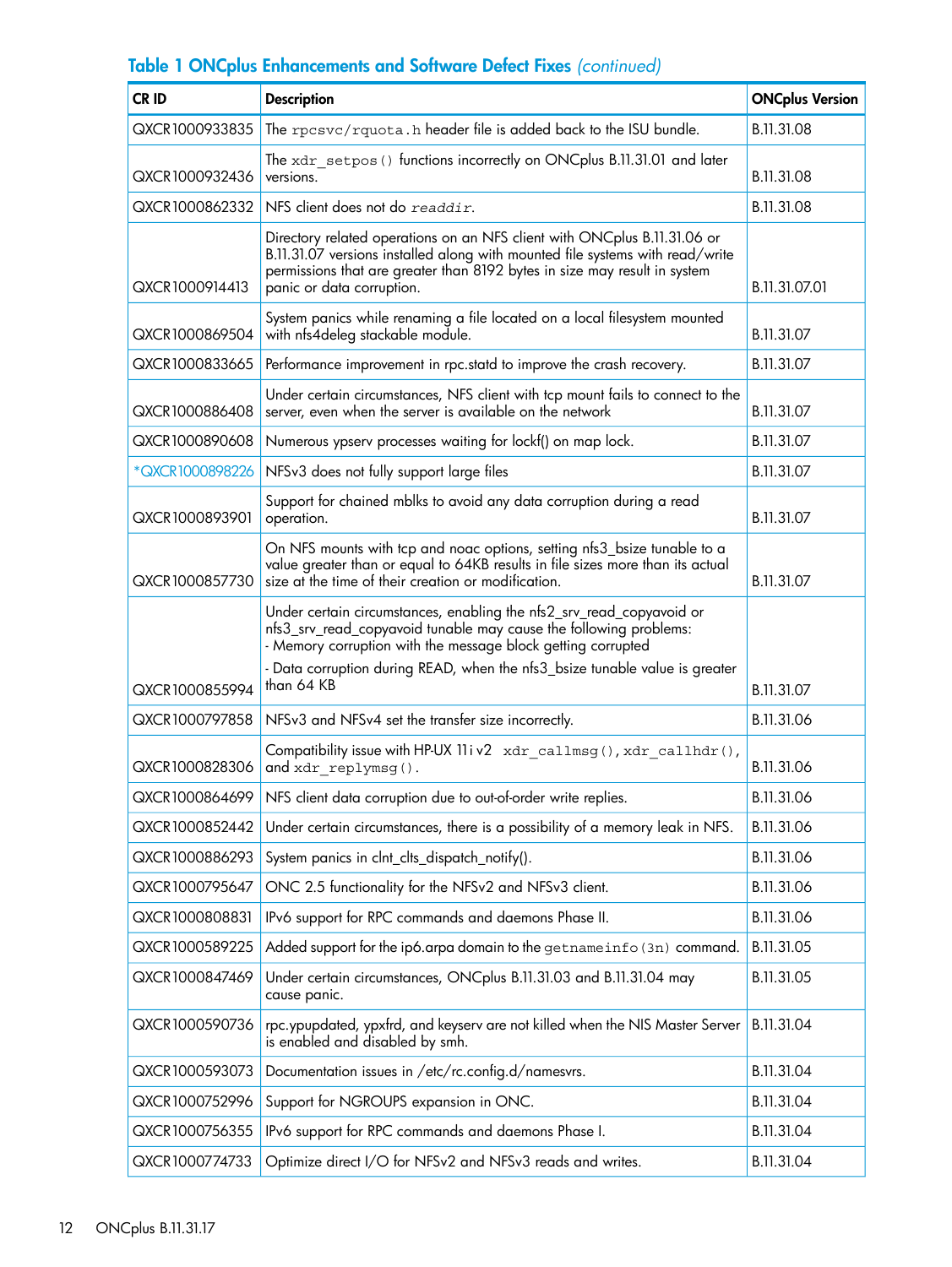**Table 1 ONCplus Enhancements and Software Defect Fixes** *(continued)*

| CR ID | Description | ONCplus Version |
| --- | --- | --- |
| QXCR1000933835 | The `rpcsvc/rquota.h` header file is added back to the ISU bundle. | B.11.31.08 |
| QXCR1000932436 | The `xdr_setpos()` functions incorrectly on ONCplus B.11.31.01 and later versions. | B.11.31.08 |
| QXCR1000862332 | NFS client does not do *readdir*. | B.11.31.08 |
| QXCR1000914413 | Directory related operations on an NFS client with ONCplus B.11.31.06 or B.11.31.07 versions installed along with mounted file systems with read/write permissions that are greater than 8192 bytes in size may result in system panic or data corruption. | B.11.31.07.01 |
| QXCR1000869504 | System panics while renaming a file located on a local filesystem mounted with nfs4deleg stackable module. | B.11.31.07 |
| QXCR1000833665 | Performance improvement in rpc.statd to improve the crash recovery. | B.11.31.07 |
| QXCR1000886408 | Under certain circumstances, NFS client with tcp mount fails to connect to the server, even when the server is available on the network | B.11.31.07 |
| QXCR1000890608 | Numerous ypserv processes waiting for lockf() on map lock. | B.11.31.07 |
| *QXCR1000898226 | NFSv3 does not fully support large files | B.11.31.07 |
| QXCR1000893901 | Support for chained mblks to avoid any data corruption during a read operation. | B.11.31.07 |
| QXCR1000857730 | On NFS mounts with tcp and noac options, setting nfs3_bsize tunable to a value greater than or equal to 64KB results in file sizes more than its actual size at the time of their creation or modification. | B.11.31.07 |
| QXCR1000855994 | Under certain circumstances, enabling the nfs2_srv_read_copyavoid or nfs3_srv_read_copyavoid tunable may cause the following problems:<br>- Memory corruption with the message block getting corrupted<br>- Data corruption during READ, when the nfs3_bsize tunable value is greater than 64 KB | B.11.31.07 |
| QXCR1000797858 | NFSv3 and NFSv4 set the transfer size incorrectly. | B.11.31.06 |
| QXCR1000828306 | Compatibility issue with HP-UX 11i v2 `xdr_callmsg()`, `xdr_callhdr()`, and `xdr_replymsg()`. | B.11.31.06 |
| QXCR1000864699 | NFS client data corruption due to out-of-order write replies. | B.11.31.06 |
| QXCR1000852442 | Under certain circumstances, there is a possibility of a memory leak in NFS. | B.11.31.06 |
| QXCR1000886293 | System panics in clnt_clts_dispatch_notify(). | B.11.31.06 |
| QXCR1000795647 | ONC 2.5 functionality for the NFSv2 and NFSv3 client. | B.11.31.06 |
| QXCR1000808831 | IPv6 support for RPC commands and daemons Phase II. | B.11.31.06 |
| QXCR1000589225 | Added support for the ip6.arpa domain to the `getnameinfo(3n)` command. | B.11.31.05 |
| QXCR1000847469 | Under certain circumstances, ONCplus B.11.31.03 and B.11.31.04 may cause panic. | B.11.31.05 |
| QXCR1000590736 | rpc.ypupdated, ypxfrd, and keyserv are not killed when the NIS Master Server is enabled and disabled by smh. | B.11.31.04 |
| QXCR1000593073 | Documentation issues in /etc/rc.config.d/namesvrs. | B.11.31.04 |
| QXCR1000752996 | Support for NGROUPS expansion in ONC. | B.11.31.04 |
| QXCR1000756355 | IPv6 support for RPC commands and daemons Phase I. | B.11.31.04 |
| QXCR1000774733 | Optimize direct I/O for NFSv2 and NFSv3 reads and writes. | B.11.31.04 |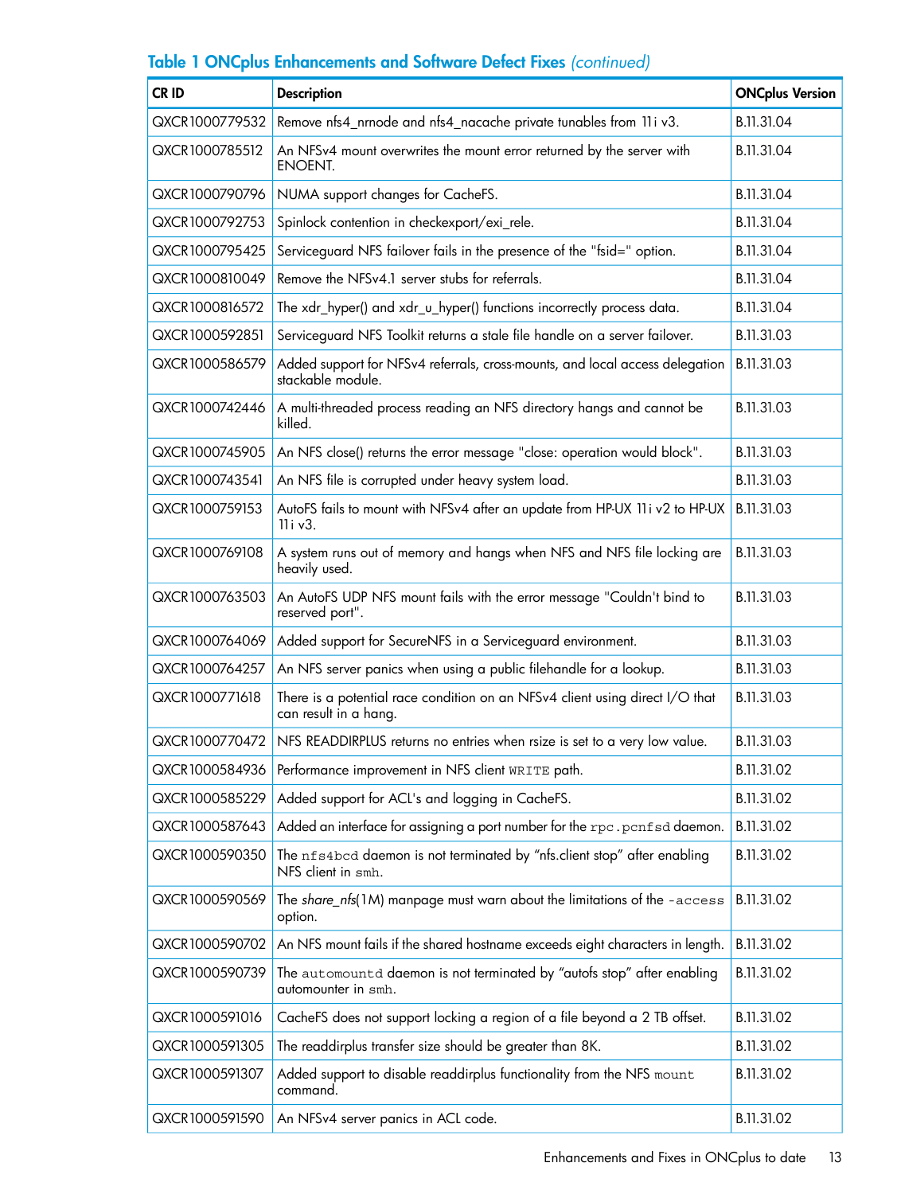**Table 1 ONCplus Enhancements and Software Defect Fixes** *(continued)*

| CR ID | Description | ONCplus Version |
|---|---|---|
| QXCR1000779532 | Remove nfs4_nrnode and nfs4_nacache private tunables from 11i v3. | B.11.31.04 |
| QXCR1000785512 | An NFSv4 mount overwrites the mount error returned by the server with ENOENT. | B.11.31.04 |
| QXCR1000790796 | NUMA support changes for CacheFS. | B.11.31.04 |
| QXCR1000792753 | Spinlock contention in checkexport/exi_rele. | B.11.31.04 |
| QXCR1000795425 | Serviceguard NFS failover fails in the presence of the "fsid=" option. | B.11.31.04 |
| QXCR1000810049 | Remove the NFSv4.1 server stubs for referrals. | B.11.31.04 |
| QXCR1000816572 | The xdr_hyper() and xdr_u_hyper() functions incorrectly process data. | B.11.31.04 |
| QXCR1000592851 | Serviceguard NFS Toolkit returns a stale file handle on a server failover. | B.11.31.03 |
| QXCR1000586579 | Added support for NFSv4 referrals, cross-mounts, and local access delegation stackable module. | B.11.31.03 |
| QXCR1000742446 | A multi-threaded process reading an NFS directory hangs and cannot be killed. | B.11.31.03 |
| QXCR1000745905 | An NFS close() returns the error message "close: operation would block". | B.11.31.03 |
| QXCR1000743541 | An NFS file is corrupted under heavy system load. | B.11.31.03 |
| QXCR1000759153 | AutoFS fails to mount with NFSv4 after an update from HP-UX 11i v2 to HP-UX 11i v3. | B.11.31.03 |
| QXCR1000769108 | A system runs out of memory and hangs when NFS and NFS file locking are heavily used. | B.11.31.03 |
| QXCR1000763503 | An AutoFS UDP NFS mount fails with the error message "Couldn't bind to reserved port". | B.11.31.03 |
| QXCR1000764069 | Added support for SecureNFS in a Serviceguard environment. | B.11.31.03 |
| QXCR1000764257 | An NFS server panics when using a public filehandle for a lookup. | B.11.31.03 |
| QXCR1000771618 | There is a potential race condition on an NFSv4 client using direct I/O that can result in a hang. | B.11.31.03 |
| QXCR1000770472 | NFS READDIRPLUS returns no entries when rsize is set to a very low value. | B.11.31.03 |
| QXCR1000584936 | Performance improvement in NFS client `WRITE` path. | B.11.31.02 |
| QXCR1000585229 | Added support for ACL's and logging in CacheFS. | B.11.31.02 |
| QXCR1000587643 | Added an interface for assigning a port number for the `rpc.pcnfsd` daemon. | B.11.31.02 |
| QXCR1000590350 | The `nfs4bcd` daemon is not terminated by "nfs.client stop" after enabling NFS client in `smh`. | B.11.31.02 |
| QXCR1000590569 | The *share_nfs*(1M) manpage must warn about the limitations of the `-access` option. | B.11.31.02 |
| QXCR1000590702 | An NFS mount fails if the shared hostname exceeds eight characters in length. | B.11.31.02 |
| QXCR1000590739 | The `automountd` daemon is not terminated by "autofs stop" after enabling automounter in `smh`. | B.11.31.02 |
| QXCR1000591016 | CacheFS does not support locking a region of a file beyond a 2 TB offset. | B.11.31.02 |
| QXCR1000591305 | The readdirplus transfer size should be greater than 8K. | B.11.31.02 |
| QXCR1000591307 | Added support to disable readdirplus functionality from the NFS `mount` command. | B.11.31.02 |
| QXCR1000591590 | An NFSv4 server panics in ACL code. | B.11.31.02 |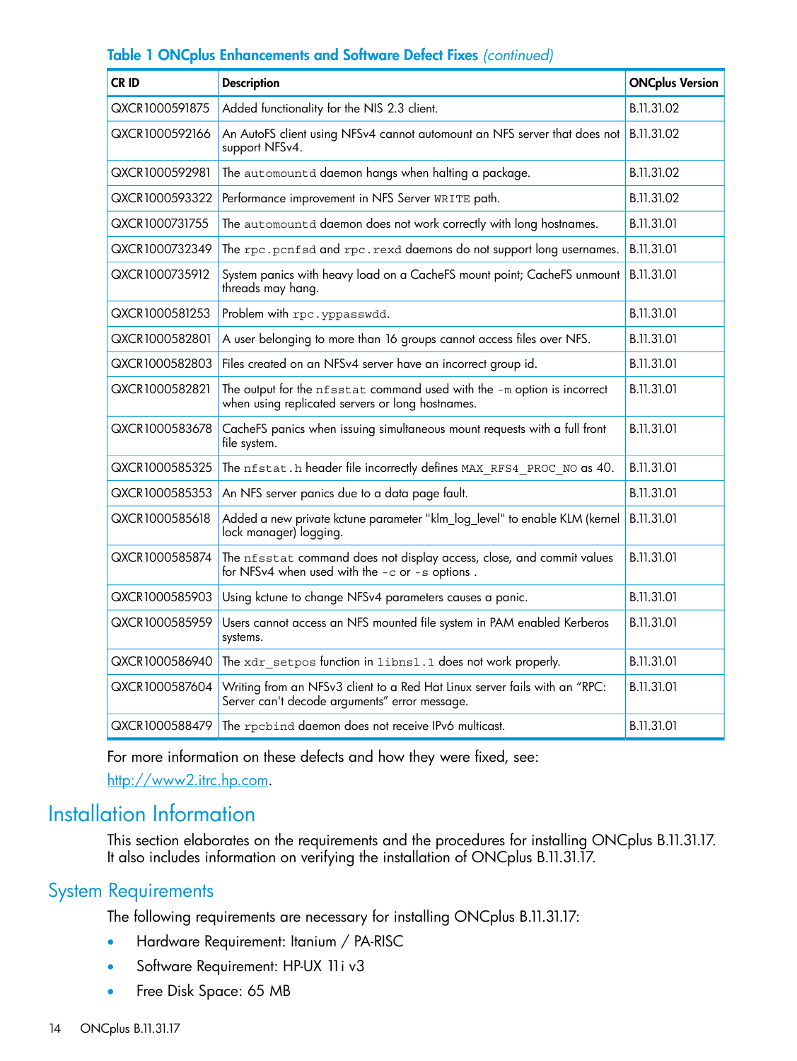**Table 1 ONCplus Enhancements and Software Defect Fixes** *(continued)*

| CR ID | Description | ONCplus Version |
|---|---|---|
| QXCR1000591875 | Added functionality for the NIS 2.3 client. | B.11.31.02 |
| QXCR1000592166 | An AutoFS client using NFSv4 cannot automount an NFS server that does not support NFSv4. | B.11.31.02 |
| QXCR1000592981 | The `automountd` daemon hangs when halting a package. | B.11.31.02 |
| QXCR1000593322 | Performance improvement in NFS Server `WRITE` path. | B.11.31.02 |
| QXCR1000731755 | The `automountd` daemon does not work correctly with long hostnames. | B.11.31.01 |
| QXCR1000732349 | The `rpc.pcnfsd` and `rpc.rexd` daemons do not support long usernames. | B.11.31.01 |
| QXCR1000735912 | System panics with heavy load on a CacheFS mount point; CacheFS unmount threads may hang. | B.11.31.01 |
| QXCR1000581253 | Problem with `rpc.yppasswdd`. | B.11.31.01 |
| QXCR1000582801 | A user belonging to more than 16 groups cannot access files over NFS. | B.11.31.01 |
| QXCR1000582803 | Files created on an NFSv4 server have an incorrect group id. | B.11.31.01 |
| QXCR1000582821 | The output for the `nfsstat` command used with the `-m` option is incorrect when using replicated servers or long hostnames. | B.11.31.01 |
| QXCR1000583678 | CacheFS panics when issuing simultaneous mount requests with a full front file system. | B.11.31.01 |
| QXCR1000585325 | The `nfstat.h` header file incorrectly defines `MAX_RFS4_PROC_NO` as 40. | B.11.31.01 |
| QXCR1000585353 | An NFS server panics due to a data page fault. | B.11.31.01 |
| QXCR1000585618 | Added a new private kctune parameter "klm_log_level" to enable KLM (kernel lock manager) logging. | B.11.31.01 |
| QXCR1000585874 | The `nfsstat` command does not display access, close, and commit values for NFSv4 when used with the `-c` or `-s` options . | B.11.31.01 |
| QXCR1000585903 | Using kctune to change NFSv4 parameters causes a panic. | B.11.31.01 |
| QXCR1000585959 | Users cannot access an NFS mounted file system in PAM enabled Kerberos systems. | B.11.31.01 |
| QXCR1000586940 | The `xdr_setpos` function in `libnsl.1` does not work properly. | B.11.31.01 |
| QXCR1000587604 | Writing from an NFSv3 client to a Red Hat Linux server fails with an “RPC: Server can't decode arguments” error message. | B.11.31.01 |
| QXCR1000588479 | The `rpcbind` daemon does not receive IPv6 multicast. | B.11.31.01 |

For more information on these defects and how they were fixed, see:

http://www2.itrc.hp.com.

# Installation Information

This section elaborates on the requirements and the procedures for installing ONCplus B.11.31.17. It also includes information on verifying the installation of ONCplus B.11.31.17.

## System Requirements

The following requirements are necessary for installing ONCplus B.11.31.17:

- Hardware Requirement: Itanium / PA-RISC
- Software Requirement: HP-UX 11i v3
- Free Disk Space: 65 MB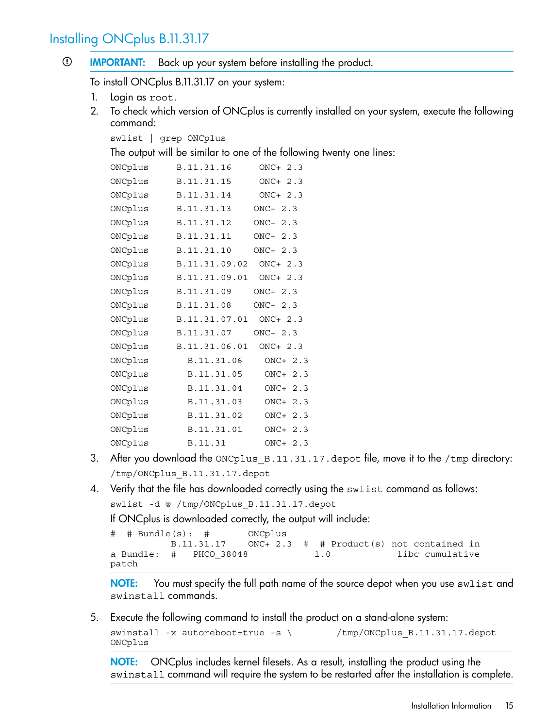## Installing ONCplus B.11.31.17

**IMPORTANT:** Back up your system before installing the product.

To install ONCplus B.11.31.17 on your system:

1. Login as `root`.
2. To check which version of ONCplus is currently installed on your system, execute the following command:

   ```
   swlist | grep ONCplus
   ```

   The output will be similar to one of the following twenty one lines:

   ```
   ONCplus     B.11.31.16     ONC+ 2.3
   ONCplus     B.11.31.15     ONC+ 2.3
   ONCplus     B.11.31.14     ONC+ 2.3
   ONCplus     B.11.31.13    ONC+ 2.3
   ONCplus     B.11.31.12    ONC+ 2.3
   ONCplus     B.11.31.11    ONC+ 2.3
   ONCplus     B.11.31.10    ONC+ 2.3
   ONCplus     B.11.31.09.02  ONC+ 2.3
   ONCplus     B.11.31.09.01  ONC+ 2.3
   ONCplus     B.11.31.09    ONC+ 2.3
   ONCplus     B.11.31.08    ONC+ 2.3
   ONCplus     B.11.31.07.01  ONC+ 2.3
   ONCplus     B.11.31.07    ONC+ 2.3
   ONCplus     B.11.31.06.01  ONC+ 2.3
   ONCplus       B.11.31.06    ONC+ 2.3
   ONCplus       B.11.31.05    ONC+ 2.3
   ONCplus       B.11.31.04    ONC+ 2.3
   ONCplus       B.11.31.03    ONC+ 2.3
   ONCplus       B.11.31.02    ONC+ 2.3
   ONCplus       B.11.31.01    ONC+ 2.3
   ONCplus       B.11.31       ONC+ 2.3
   ```

3. After you download the `ONCplus_B.11.31.17.depot` file, move it to the `/tmp` directory:

   ```
   /tmp/ONCplus_B.11.31.17.depot
   ```

4. Verify that the file has downloaded correctly using the `swlist` command as follows:

   ```
   swlist -d @ /tmp/ONCplus_B.11.31.17.depot
   ```

   If ONCplus is downloaded correctly, the output will include:

   ```
   #  # Bundle(s):  #       ONCplus
              B.11.31.17    ONC+ 2.3   #  # Product(s) not contained in
   a Bundle:  #   PHCO_38048            1.0            libc cumulative
   patch
   ```

   **NOTE:** You must specify the full path name of the source depot when you use `swlist` and `swinstall` commands.

5. Execute the following command to install the product on a stand-alone system:

   ```
   swinstall -x autoreboot=true -s \        /tmp/ONCplus_B.11.31.17.depot
   ONCplus
   ```

   **NOTE:** ONCplus includes kernel filesets. As a result, installing the product using the `swinstall` command will require the system to be restarted after the installation is complete.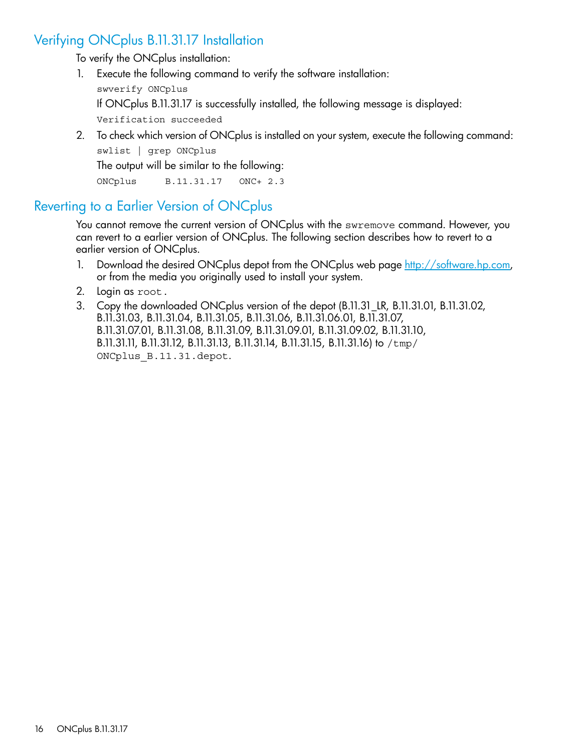## Verifying ONCplus B.11.31.17 Installation

To verify the ONCplus installation:

1. Execute the following command to verify the software installation:

   ```
   swverify ONCplus
   ```

   If ONCplus B.11.31.17 is successfully installed, the following message is displayed:

   ```
   Verification succeeded
   ```

2. To check which version of ONCplus is installed on your system, execute the following command:

   ```
   swlist | grep ONCplus
   ```

   The output will be similar to the following:

   ```
   ONCplus     B.11.31.17   ONC+ 2.3
   ```

## Reverting to a Earlier Version of ONCplus

You cannot remove the current version of ONCplus with the `swremove` command. However, you can revert to a earlier version of ONCplus. The following section describes how to revert to a earlier version of ONCplus.

1. Download the desired ONCplus depot from the ONCplus web page http://software.hp.com, or from the media you originally used to install your system.
2. Login as `root`.
3. Copy the downloaded ONCplus version of the depot (B.11.31_LR, B.11.31.01, B.11.31.02, B.11.31.03, B.11.31.04, B.11.31.05, B.11.31.06, B.11.31.06.01, B.11.31.07, B.11.31.07.01, B.11.31.08, B.11.31.09, B.11.31.09.01, B.11.31.09.02, B.11.31.10, B.11.31.11, B.11.31.12, B.11.31.13, B.11.31.14, B.11.31.15, B.11.31.16) to `/tmp/ONCplus_B.11.31.depot`.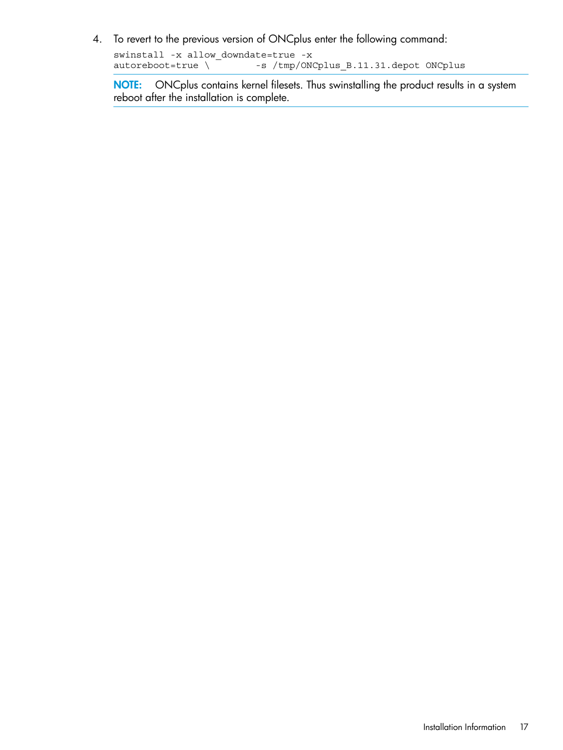4. To revert to the previous version of ONCplus enter the following command:

   ```
   swinstall -x allow_downdate=true -x
   autoreboot=true \        -s /tmp/ONCplus_B.11.31.depot ONCplus
   ```

   **NOTE:** ONCplus contains kernel filesets. Thus swinstalling the product results in a system reboot after the installation is complete.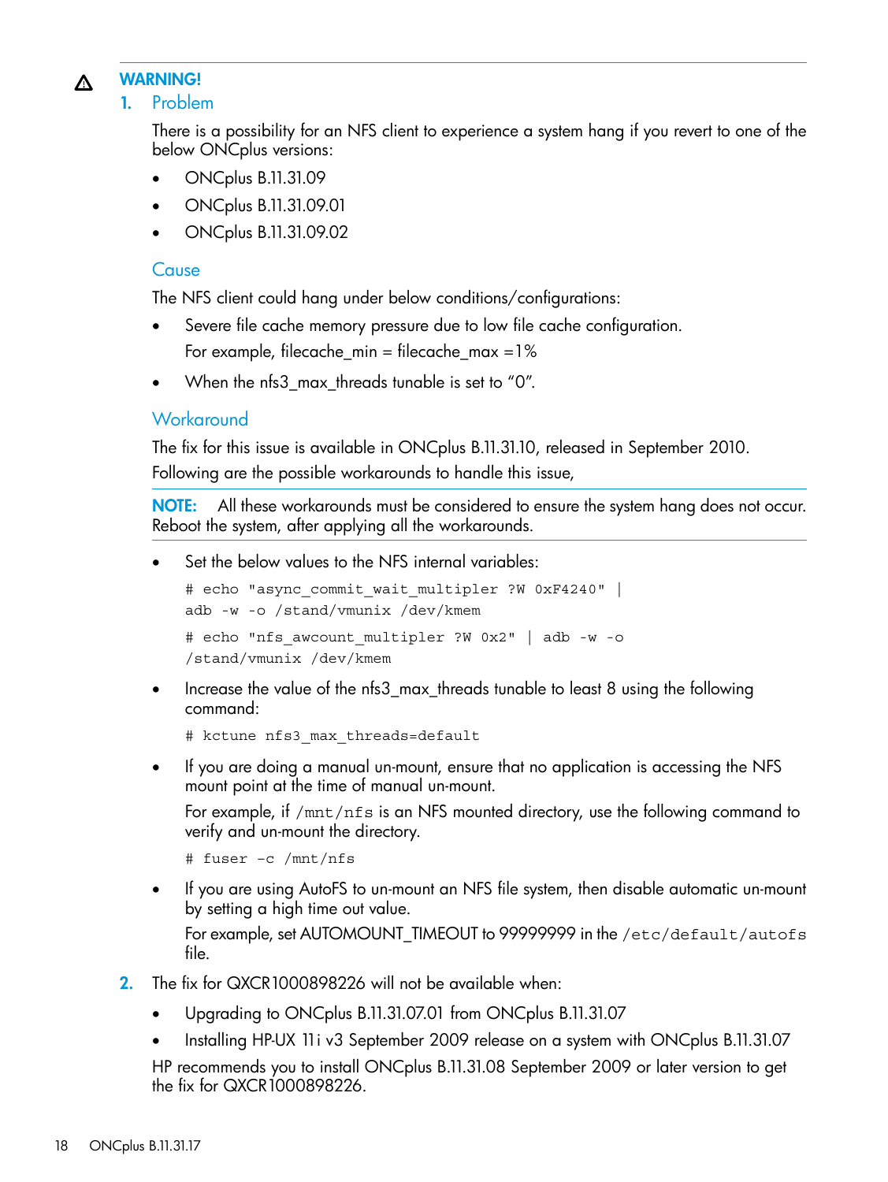**WARNING!**

1. Problem

   There is a possibility for an NFS client to experience a system hang if you revert to one of the below ONCplus versions:

   - ONCplus B.11.31.09
   - ONCplus B.11.31.09.01
   - ONCplus B.11.31.09.02

   Cause

   The NFS client could hang under below conditions/configurations:

   - Severe file cache memory pressure due to low file cache configuration.

     For example, filecache_min = filecache_max =1%
   - When the nfs3_max_threads tunable is set to “0”.

   Workaround

   The fix for this issue is available in ONCplus B.11.31.10, released in September 2010.

   Following are the possible workarounds to handle this issue,

   **NOTE:** All these workarounds must be considered to ensure the system hang does not occur. Reboot the system, after applying all the workarounds.

   - Set the below values to the NFS internal variables:

     ```
     # echo "async_commit_wait_multipler ?W 0xF4240" |
     adb -w -o /stand/vmunix /dev/kmem
     ```

     ```
     # echo "nfs_awcount_multipler ?W 0x2" | adb -w -o
     /stand/vmunix /dev/kmem
     ```
   - Increase the value of the nfs3_max_threads tunable to least 8 using the following command:

     ```
     # kctune nfs3_max_threads=default
     ```
   - If you are doing a manual un-mount, ensure that no application is accessing the NFS mount point at the time of manual un-mount.

     For example, if `/mnt/nfs` is an NFS mounted directory, use the following command to verify and un-mount the directory.

     ```
     # fuser -c /mnt/nfs
     ```
   - If you are using AutoFS to un-mount an NFS file system, then disable automatic un-mount by setting a high time out value.

     For example, set AUTOMOUNT_TIMEOUT to 99999999 in the `/etc/default/autofs` file.

2. The fix for QXCR1000898226 will not be available when:

   - Upgrading to ONCplus B.11.31.07.01 from ONCplus B.11.31.07
   - Installing HP-UX 11i v3 September 2009 release on a system with ONCplus B.11.31.07

   HP recommends you to install ONCplus B.11.31.08 September 2009 or later version to get the fix for QXCR1000898226.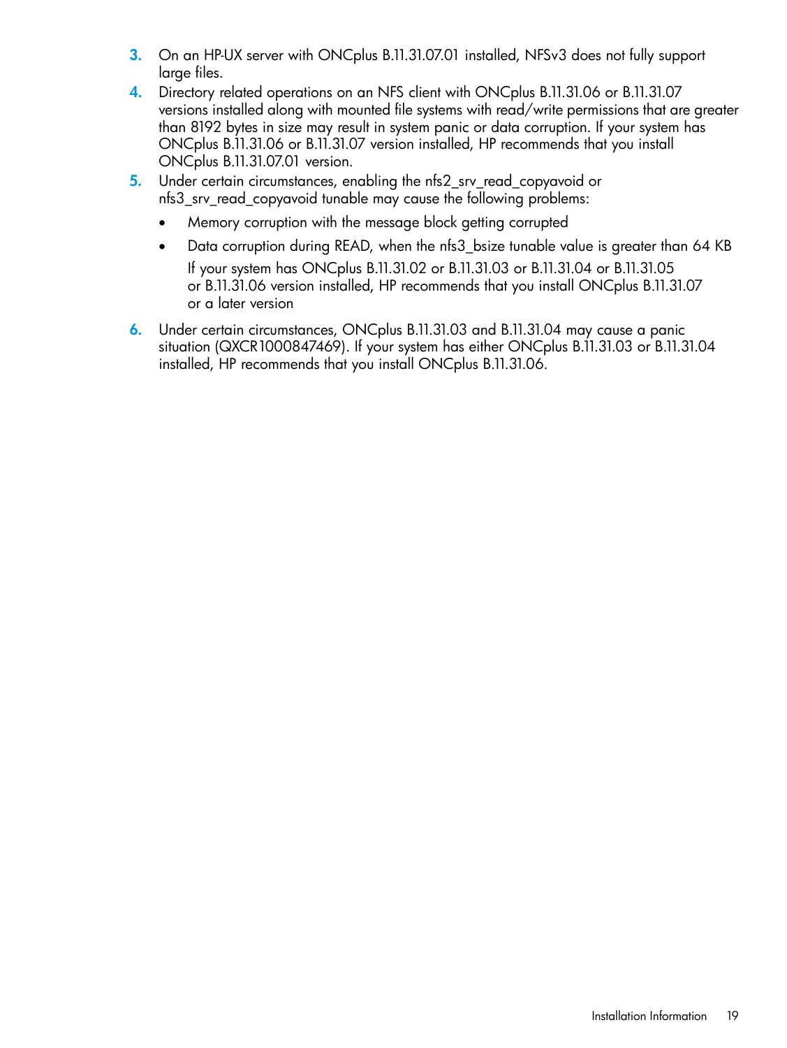3. On an HP-UX server with ONCplus B.11.31.07.01 installed, NFSv3 does not fully support large files.
4. Directory related operations on an NFS client with ONCplus B.11.31.06 or B.11.31.07 versions installed along with mounted file systems with read/write permissions that are greater than 8192 bytes in size may result in system panic or data corruption. If your system has ONCplus B.11.31.06 or B.11.31.07 version installed, HP recommends that you install ONCplus B.11.31.07.01 version.
5. Under certain circumstances, enabling the nfs2_srv_read_copyavoid or nfs3_srv_read_copyavoid tunable may cause the following problems:
   - Memory corruption with the message block getting corrupted
   - Data corruption during READ, when the nfs3_bsize tunable value is greater than 64 KB

     If your system has ONCplus B.11.31.02 or B.11.31.03 or B.11.31.04 or B.11.31.05 or B.11.31.06 version installed, HP recommends that you install ONCplus B.11.31.07 or a later version
6. Under certain circumstances, ONCplus B.11.31.03 and B.11.31.04 may cause a panic situation (QXCR1000847469). If your system has either ONCplus B.11.31.03 or B.11.31.04 installed, HP recommends that you install ONCplus B.11.31.06.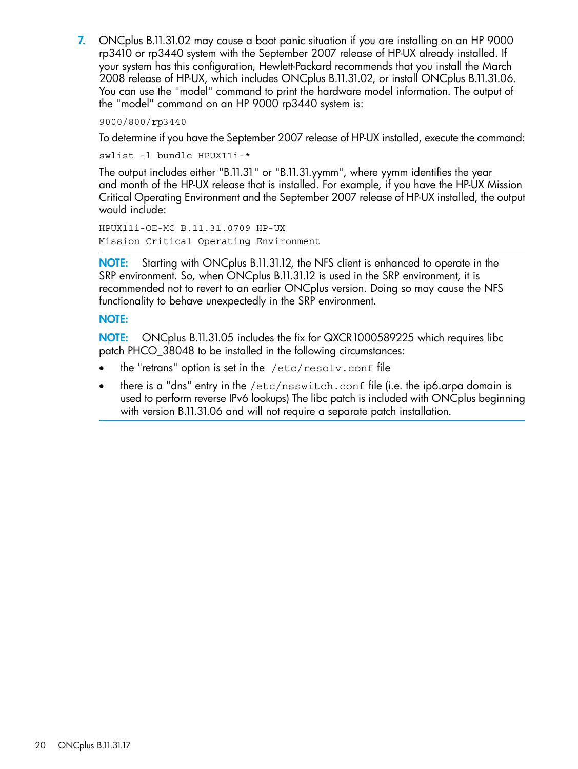7. ONCplus B.11.31.02 may cause a boot panic situation if you are installing on an HP 9000 rp3410 or rp3440 system with the September 2007 release of HP-UX already installed. If your system has this configuration, Hewlett-Packard recommends that you install the March 2008 release of HP-UX, which includes ONCplus B.11.31.02, or install ONCplus B.11.31.06. You can use the "model" command to print the hardware model information. The output of the "model" command on an HP 9000 rp3440 system is:

   ```
   9000/800/rp3440
   ```

   To determine if you have the September 2007 release of HP-UX installed, execute the command:

   ```
   swlist -l bundle HPUX11i-*
   ```

   The output includes either "B.11.31" or "B.11.31.yymm", where yymm identifies the year and month of the HP-UX release that is installed. For example, if you have the HP-UX Mission Critical Operating Environment and the September 2007 release of HP-UX installed, the output would include:

   ```
   HPUX11i-OE-MC B.11.31.0709 HP-UX
   Mission Critical Operating Environment
   ```

   **NOTE:** Starting with ONCplus B.11.31.12, the NFS client is enhanced to operate in the SRP environment. So, when ONCplus B.11.31.12 is used in the SRP environment, it is recommended not to revert to an earlier ONCplus version. Doing so may cause the NFS functionality to behave unexpectedly in the SRP environment.

   **NOTE:**

   **NOTE:** ONCplus B.11.31.05 includes the fix for QXCR1000589225 which requires libc patch PHCO_38048 to be installed in the following circumstances:

   - the "retrans" option is set in the `/etc/resolv.conf` file
   - there is a "dns" entry in the `/etc/nsswitch.conf` file (i.e. the ip6.arpa domain is used to perform reverse IPv6 lookups) The libc patch is included with ONCplus beginning with version B.11.31.06 and will not require a separate patch installation.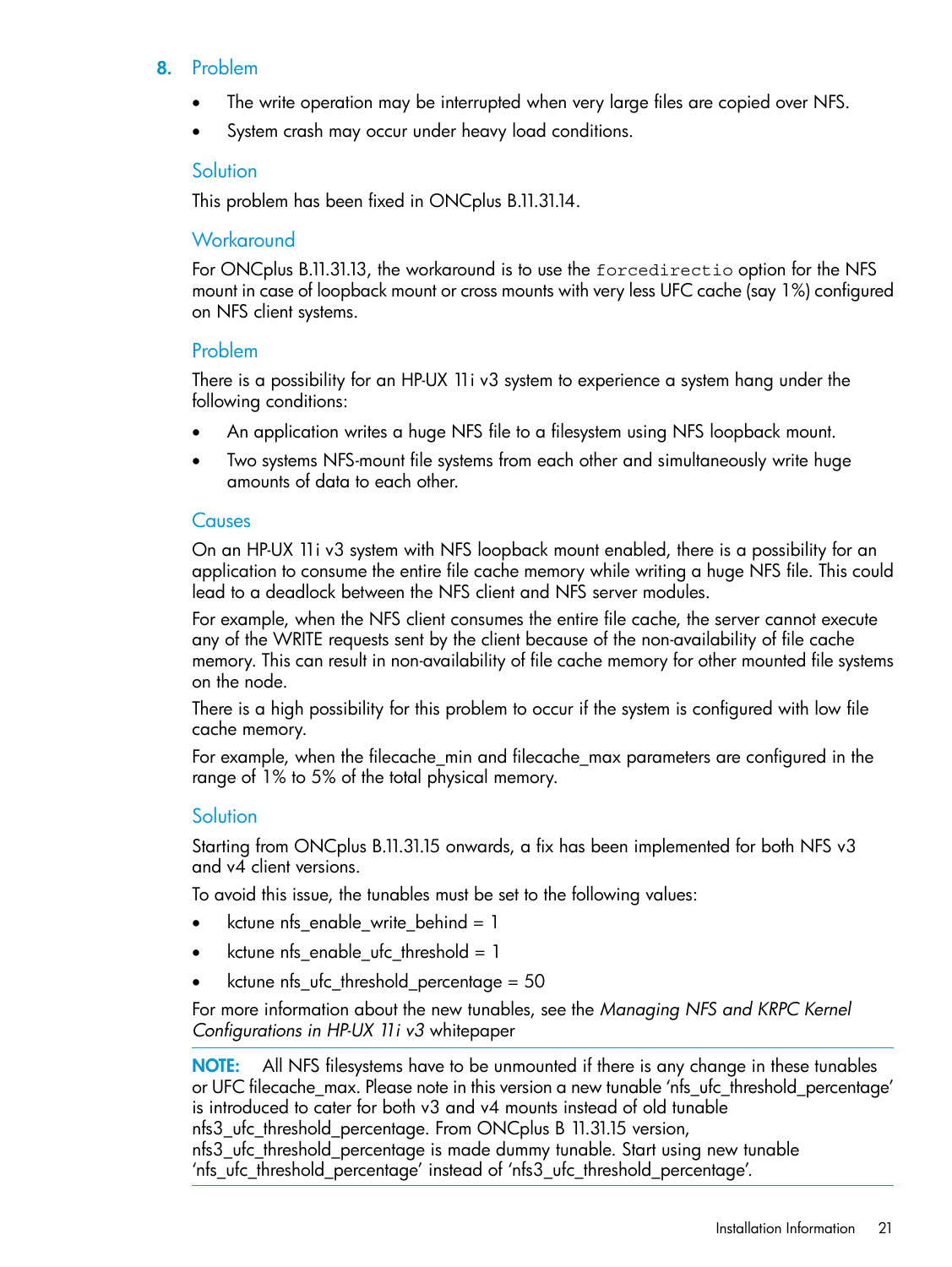8. **Problem**

   - The write operation may be interrupted when very large files are copied over NFS.
   - System crash may occur under heavy load conditions.

   ### Solution

   This problem has been fixed in ONCplus B.11.31.14.

   ### Workaround

   For ONCplus B.11.31.13, the workaround is to use the `forcedirectio` option for the NFS mount in case of loopback mount or cross mounts with very less UFC cache (say 1%) configured on NFS client systems.

   ### Problem

   There is a possibility for an HP-UX 11i v3 system to experience a system hang under the following conditions:

   - An application writes a huge NFS file to a filesystem using NFS loopback mount.
   - Two systems NFS-mount file systems from each other and simultaneously write huge amounts of data to each other.

   ### Causes

   On an HP-UX 11i v3 system with NFS loopback mount enabled, there is a possibility for an application to consume the entire file cache memory while writing a huge NFS file. This could lead to a deadlock between the NFS client and NFS server modules.

   For example, when the NFS client consumes the entire file cache, the server cannot execute any of the WRITE requests sent by the client because of the non-availability of file cache memory. This can result in non-availability of file cache memory for other mounted file systems on the node.

   There is a high possibility for this problem to occur if the system is configured with low file cache memory.

   For example, when the filecache_min and filecache_max parameters are configured in the range of 1% to 5% of the total physical memory.

   ### Solution

   Starting from ONCplus B.11.31.15 onwards, a fix has been implemented for both NFS v3 and v4 client versions.

   To avoid this issue, the tunables must be set to the following values:

   - kctune nfs_enable_write_behind = 1
   - kctune nfs_enable_ufc_threshold = 1
   - kctune nfs_ufc_threshold_percentage = 50

   For more information about the new tunables, see the *Managing NFS and KRPC Kernel Configurations in HP-UX 11i v3* whitepaper

   **NOTE:** All NFS filesystems have to be unmounted if there is any change in these tunables or UFC filecache_max. Please note in this version a new tunable 'nfs_ufc_threshold_percentage' is introduced to cater for both v3 and v4 mounts instead of old tunable nfs3_ufc_threshold_percentage. From ONCplus B 11.31.15 version, nfs3_ufc_threshold_percentage is made dummy tunable. Start using new tunable 'nfs_ufc_threshold_percentage' instead of 'nfs3_ufc_threshold_percentage'.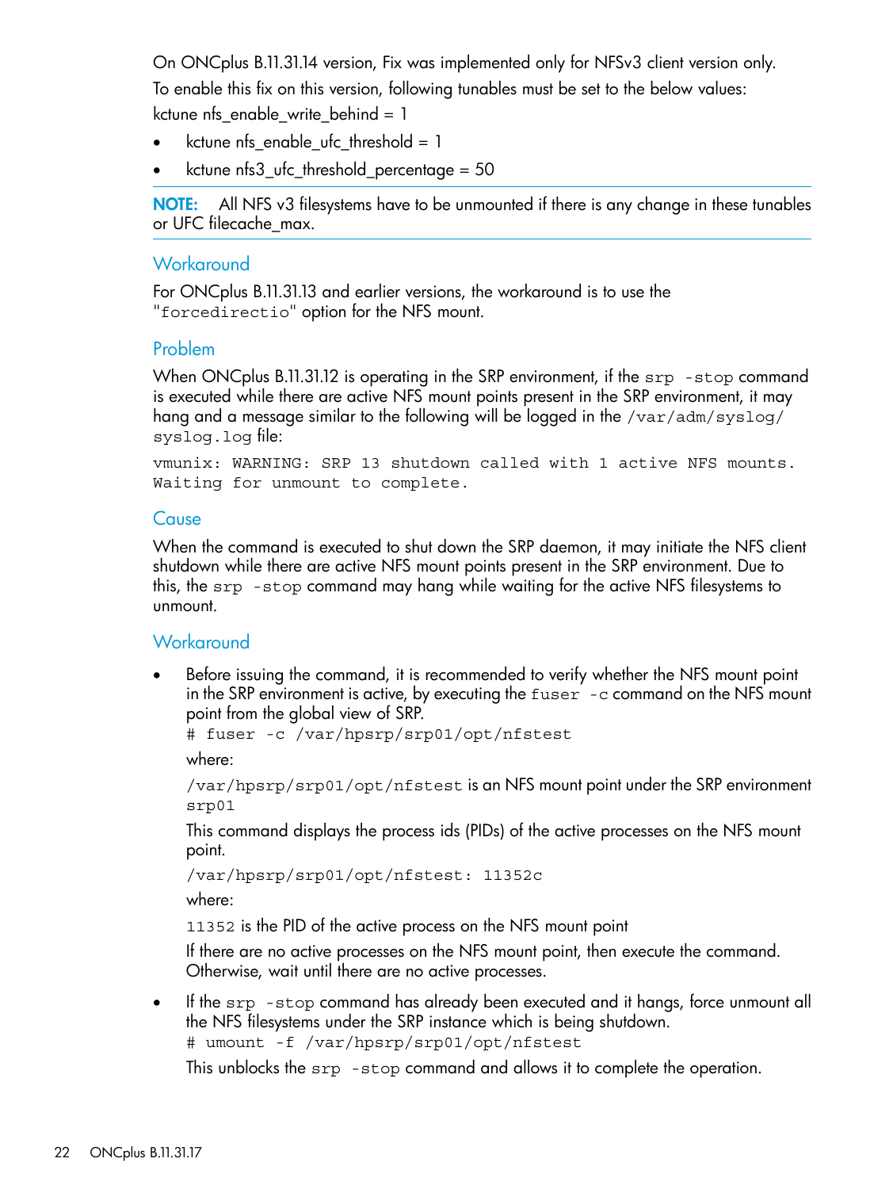On ONCplus B.11.31.14 version, Fix was implemented only for NFSv3 client version only.

To enable this fix on this version, following tunables must be set to the below values:

kctune nfs_enable_write_behind = 1

- kctune nfs_enable_ufc_threshold = 1
- kctune nfs3_ufc_threshold_percentage = 50

**NOTE:** All NFS v3 filesystems have to be unmounted if there is any change in these tunables or UFC filecache_max.

### Workaround

For ONCplus B.11.31.13 and earlier versions, the workaround is to use the "`forcedirectio`" option for the NFS mount.

### Problem

When ONCplus B.11.31.12 is operating in the SRP environment, if the `srp -stop` command is executed while there are active NFS mount points present in the SRP environment, it may hang and a message similar to the following will be logged in the `/var/adm/syslog/syslog.log` file:

```
vmunix: WARNING: SRP 13 shutdown called with 1 active NFS mounts.
Waiting for unmount to complete.
```

### Cause

When the command is executed to shut down the SRP daemon, it may initiate the NFS client shutdown while there are active NFS mount points present in the SRP environment. Due to this, the `srp -stop` command may hang while waiting for the active NFS filesystems to unmount.

### Workaround

- Before issuing the command, it is recommended to verify whether the NFS mount point in the SRP environment is active, by executing the `fuser -c` command on the NFS mount point from the global view of SRP.

  ```
  # fuser -c /var/hpsrp/srp01/opt/nfstest
  ```

  where:

  `/var/hpsrp/srp01/opt/nfstest` is an NFS mount point under the SRP environment `srp01`

  This command displays the process ids (PIDs) of the active processes on the NFS mount point.

  ```
  /var/hpsrp/srp01/opt/nfstest: 11352c
  ```

  where:

  `11352` is the PID of the active process on the NFS mount point

  If there are no active processes on the NFS mount point, then execute the command. Otherwise, wait until there are no active processes.

- If the `srp -stop` command has already been executed and it hangs, force unmount all the NFS filesystems under the SRP instance which is being shutdown.

  ```
  # umount -f /var/hpsrp/srp01/opt/nfstest
  ```

  This unblocks the `srp -stop` command and allows it to complete the operation.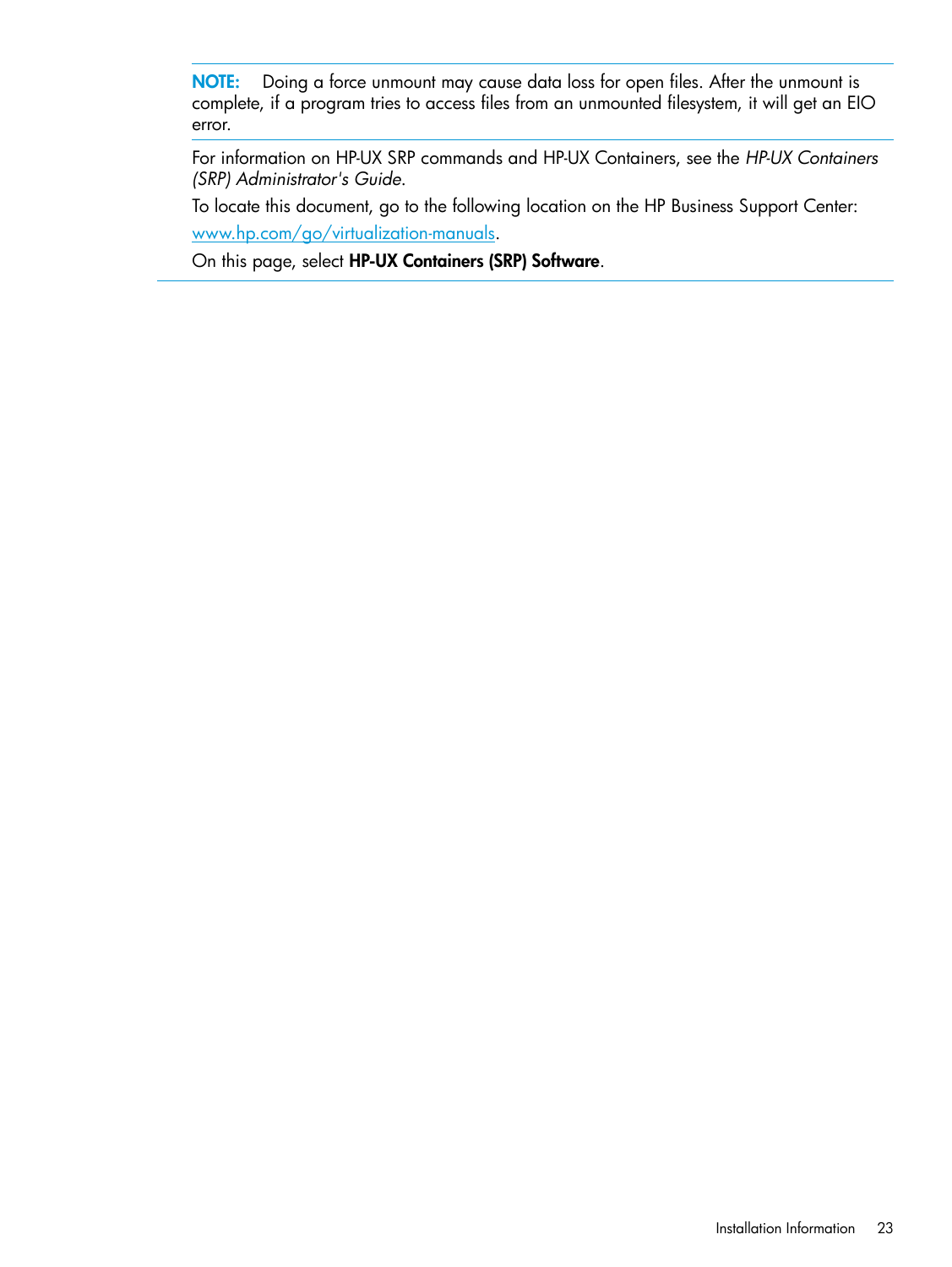**NOTE:** Doing a force unmount may cause data loss for open files. After the unmount is complete, if a program tries to access files from an unmounted filesystem, it will get an EIO error.

For information on HP-UX SRP commands and HP-UX Containers, see the *HP-UX Containers (SRP) Administrator's Guide.*

To locate this document, go to the following location on the HP Business Support Center:

www.hp.com/go/virtualization-manuals.

On this page, select **HP-UX Containers (SRP) Software**.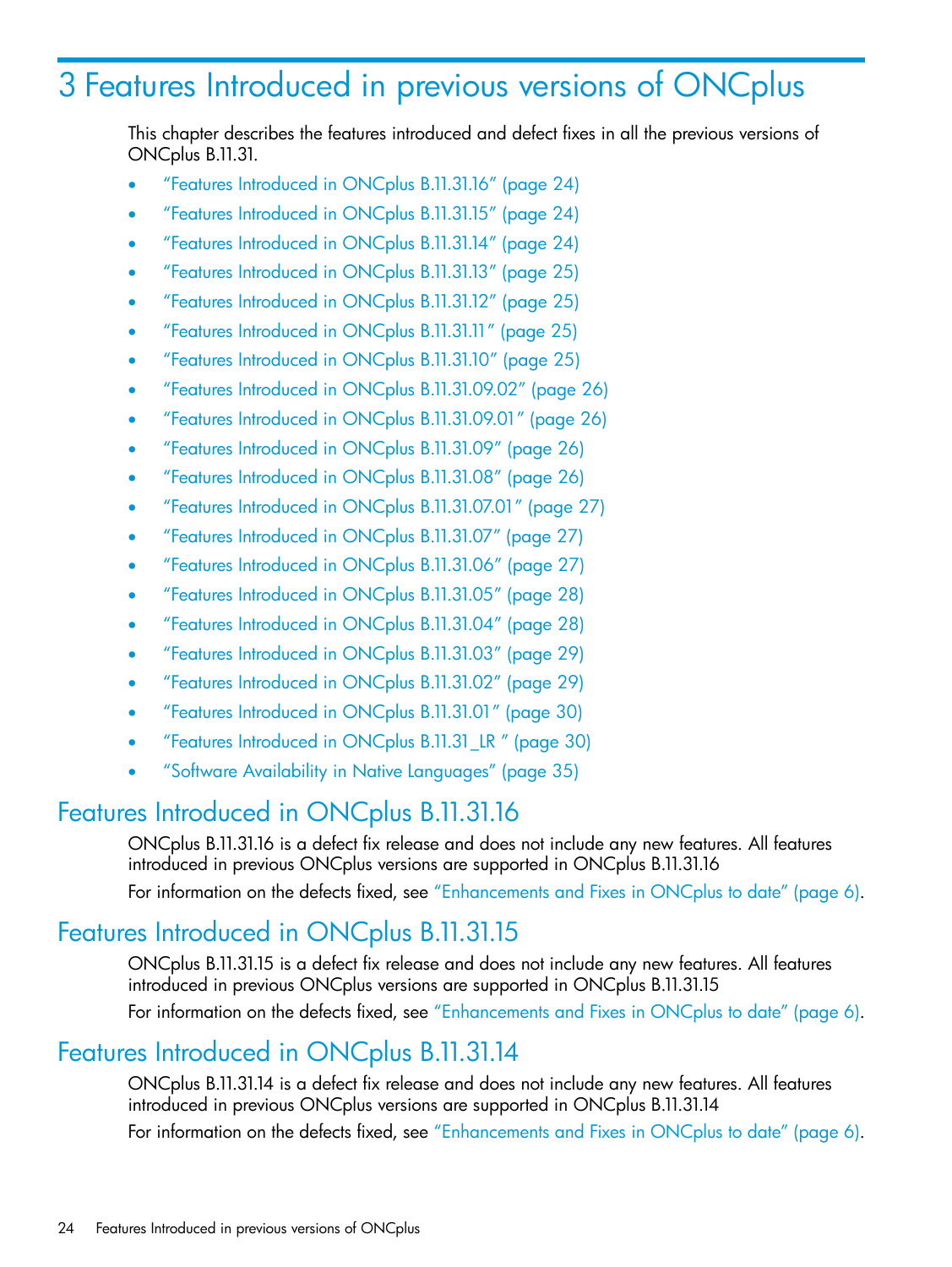# 3 Features Introduced in previous versions of ONCplus

This chapter describes the features introduced and defect fixes in all the previous versions of ONCplus B.11.31.

- "Features Introduced in ONCplus B.11.31.16" (page 24)
- "Features Introduced in ONCplus B.11.31.15" (page 24)
- "Features Introduced in ONCplus B.11.31.14" (page 24)
- "Features Introduced in ONCplus B.11.31.13" (page 25)
- "Features Introduced in ONCplus B.11.31.12" (page 25)
- "Features Introduced in ONCplus B.11.31.11" (page 25)
- "Features Introduced in ONCplus B.11.31.10" (page 25)
- "Features Introduced in ONCplus B.11.31.09.02" (page 26)
- "Features Introduced in ONCplus B.11.31.09.01" (page 26)
- "Features Introduced in ONCplus B.11.31.09" (page 26)
- "Features Introduced in ONCplus B.11.31.08" (page 26)
- "Features Introduced in ONCplus B.11.31.07.01" (page 27)
- "Features Introduced in ONCplus B.11.31.07" (page 27)
- "Features Introduced in ONCplus B.11.31.06" (page 27)
- "Features Introduced in ONCplus B.11.31.05" (page 28)
- "Features Introduced in ONCplus B.11.31.04" (page 28)
- "Features Introduced in ONCplus B.11.31.03" (page 29)
- "Features Introduced in ONCplus B.11.31.02" (page 29)
- "Features Introduced in ONCplus B.11.31.01" (page 30)
- "Features Introduced in ONCplus B.11.31_LR " (page 30)
- "Software Availability in Native Languages" (page 35)

## Features Introduced in ONCplus B.11.31.16

ONCplus B.11.31.16 is a defect fix release and does not include any new features. All features introduced in previous ONCplus versions are supported in ONCplus B.11.31.16

For information on the defects fixed, see "Enhancements and Fixes in ONCplus to date" (page 6).

## Features Introduced in ONCplus B.11.31.15

ONCplus B.11.31.15 is a defect fix release and does not include any new features. All features introduced in previous ONCplus versions are supported in ONCplus B.11.31.15

For information on the defects fixed, see "Enhancements and Fixes in ONCplus to date" (page 6).

## Features Introduced in ONCplus B.11.31.14

ONCplus B.11.31.14 is a defect fix release and does not include any new features. All features introduced in previous ONCplus versions are supported in ONCplus B.11.31.14

For information on the defects fixed, see "Enhancements and Fixes in ONCplus to date" (page 6).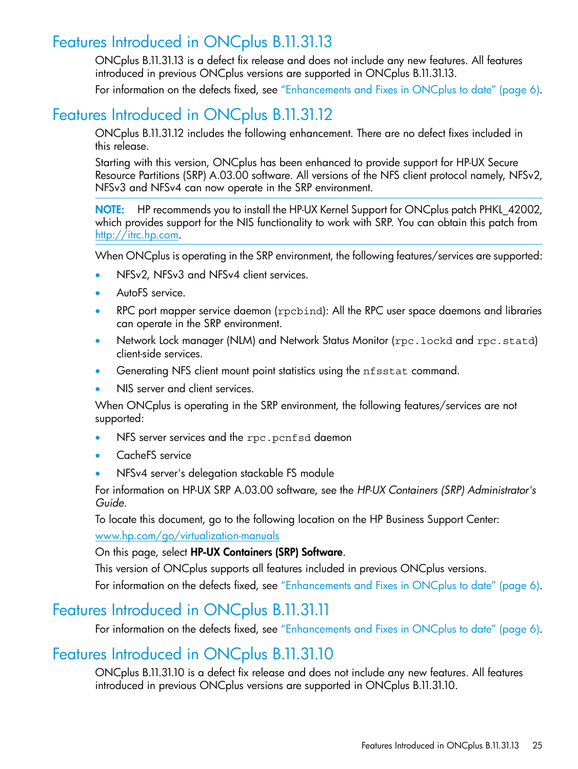## Features Introduced in ONCplus B.11.31.13

ONCplus B.11.31.13 is a defect fix release and does not include any new features. All features introduced in previous ONCplus versions are supported in ONCplus B.11.31.13.

For information on the defects fixed, see "Enhancements and Fixes in ONCplus to date" (page 6).

## Features Introduced in ONCplus B.11.31.12

ONCplus B.11.31.12 includes the following enhancement. There are no defect fixes included in this release.

Starting with this version, ONCplus has been enhanced to provide support for HP-UX Secure Resource Partitions (SRP) A.03.00 software. All versions of the NFS client protocol namely, NFSv2, NFSv3 and NFSv4 can now operate in the SRP environment.

---

**NOTE:** HP recommends you to install the HP-UX Kernel Support for ONCplus patch PHKL_42002, which provides support for the NIS functionality to work with SRP. You can obtain this patch from http://itrc.hp.com.

---

When ONCplus is operating in the SRP environment, the following features/services are supported:

- NFSv2, NFSv3 and NFSv4 client services.
- AutoFS service.
- RPC port mapper service daemon (`rpcbind`): All the RPC user space daemons and libraries can operate in the SRP environment.
- Network Lock manager (NLM) and Network Status Monitor (`rpc.lockd` and `rpc.statd`) client-side services.
- Generating NFS client mount point statistics using the `nfsstat` command.
- NIS server and client services.

When ONCplus is operating in the SRP environment, the following features/services are not supported:

- NFS server services and the `rpc.pcnfsd` daemon
- CacheFS service
- NFSv4 server's delegation stackable FS module

For information on HP-UX SRP A.03.00 software, see the *HP-UX Containers (SRP) Administrator's Guide*.

To locate this document, go to the following location on the HP Business Support Center:

www.hp.com/go/virtualization-manuals

On this page, select **HP-UX Containers (SRP) Software**.

This version of ONCplus supports all features included in previous ONCplus versions.

For information on the defects fixed, see "Enhancements and Fixes in ONCplus to date" (page 6).

## Features Introduced in ONCplus B.11.31.11

For information on the defects fixed, see "Enhancements and Fixes in ONCplus to date" (page 6).

## Features Introduced in ONCplus B.11.31.10

ONCplus B.11.31.10 is a defect fix release and does not include any new features. All features introduced in previous ONCplus versions are supported in ONCplus B.11.31.10.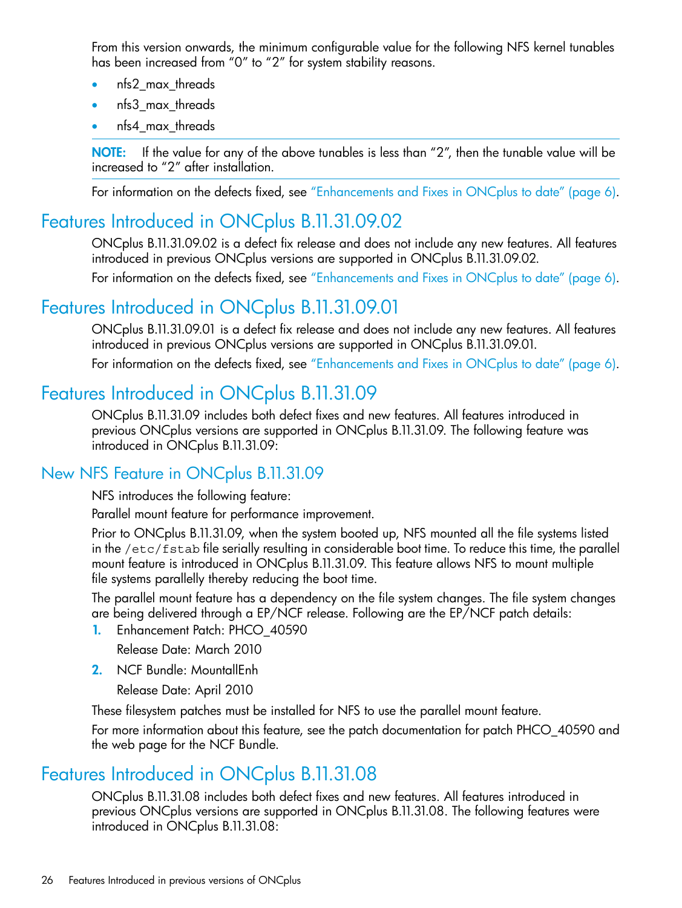From this version onwards, the minimum configurable value for the following NFS kernel tunables has been increased from “0” to “2” for system stability reasons.

- nfs2_max_threads
- nfs3_max_threads
- nfs4_max_threads

**NOTE:** If the value for any of the above tunables is less than “2”, then the tunable value will be increased to “2” after installation.

For information on the defects fixed, see “Enhancements and Fixes in ONCplus to date” (page 6).

## Features Introduced in ONCplus B.11.31.09.02

ONCplus B.11.31.09.02 is a defect fix release and does not include any new features. All features introduced in previous ONCplus versions are supported in ONCplus B.11.31.09.02.

For information on the defects fixed, see “Enhancements and Fixes in ONCplus to date” (page 6).

## Features Introduced in ONCplus B.11.31.09.01

ONCplus B.11.31.09.01 is a defect fix release and does not include any new features. All features introduced in previous ONCplus versions are supported in ONCplus B.11.31.09.01.

For information on the defects fixed, see “Enhancements and Fixes in ONCplus to date” (page 6).

## Features Introduced in ONCplus B.11.31.09

ONCplus B.11.31.09 includes both defect fixes and new features. All features introduced in previous ONCplus versions are supported in ONCplus B.11.31.09. The following feature was introduced in ONCplus B.11.31.09:

### New NFS Feature in ONCplus B.11.31.09

NFS introduces the following feature:

Parallel mount feature for performance improvement.

Prior to ONCplus B.11.31.09, when the system booted up, NFS mounted all the file systems listed in the `/etc/fstab` file serially resulting in considerable boot time. To reduce this time, the parallel mount feature is introduced in ONCplus B.11.31.09. This feature allows NFS to mount multiple file systems parallelly thereby reducing the boot time.

The parallel mount feature has a dependency on the file system changes. The file system changes are being delivered through a EP/NCF release. Following are the EP/NCF patch details:

1. Enhancement Patch: PHCO_40590

   Release Date: March 2010

2. NCF Bundle: MountallEnh

   Release Date: April 2010

These filesystem patches must be installed for NFS to use the parallel mount feature.

For more information about this feature, see the patch documentation for patch PHCO_40590 and the web page for the NCF Bundle.

## Features Introduced in ONCplus B.11.31.08

ONCplus B.11.31.08 includes both defect fixes and new features. All features introduced in previous ONCplus versions are supported in ONCplus B.11.31.08. The following features were introduced in ONCplus B.11.31.08: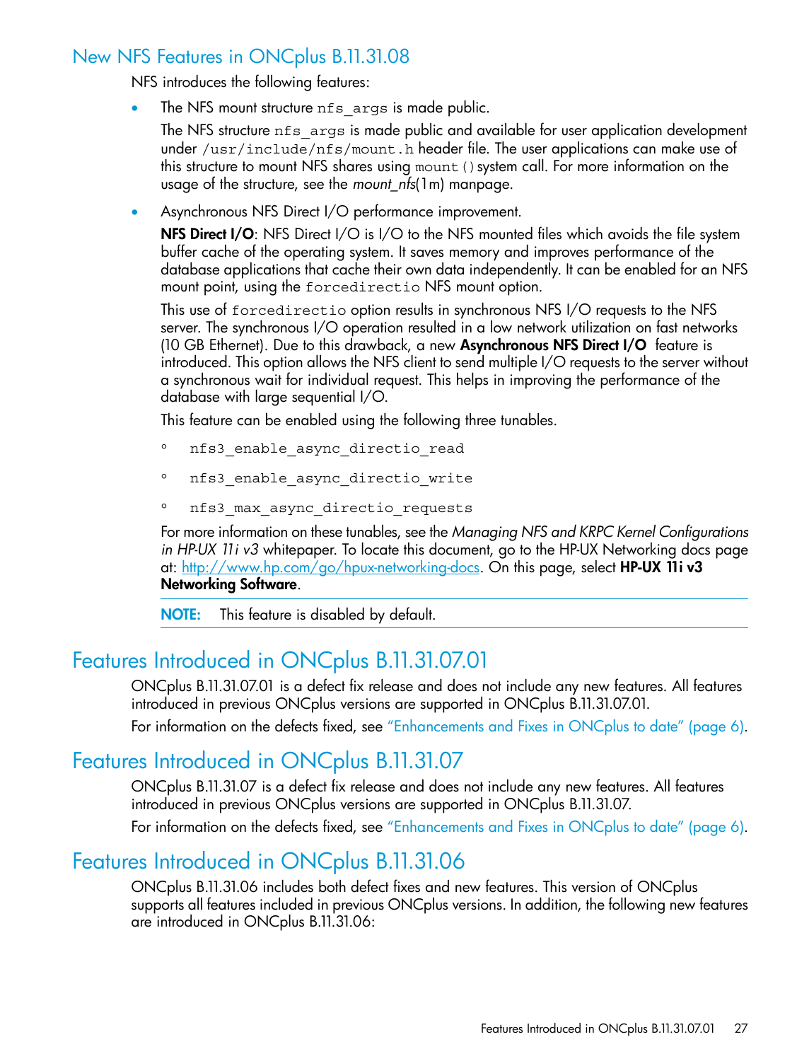## New NFS Features in ONCplus B.11.31.08

NFS introduces the following features:

- The NFS mount structure `nfs_args` is made public.

  The NFS structure `nfs_args` is made public and available for user application development under `/usr/include/nfs/mount.h` header file. The user applications can make use of this structure to mount NFS shares using `mount()` system call. For more information on the usage of the structure, see the *mount_nfs*(1m) manpage.

- Asynchronous NFS Direct I/O performance improvement.

  **NFS Direct I/O**: NFS Direct I/O is I/O to the NFS mounted files which avoids the file system buffer cache of the operating system. It saves memory and improves performance of the database applications that cache their own data independently. It can be enabled for an NFS mount point, using the `forcedirectio` NFS mount option.

  This use of `forcedirectio` option results in synchronous NFS I/O requests to the NFS server. The synchronous I/O operation resulted in a low network utilization on fast networks (10 GB Ethernet). Due to this drawback, a new **Asynchronous NFS Direct I/O** feature is introduced. This option allows the NFS client to send multiple I/O requests to the server without a synchronous wait for individual request. This helps in improving the performance of the database with large sequential I/O.

  This feature can be enabled using the following three tunables.

  - `nfs3_enable_async_directio_read`
  - `nfs3_enable_async_directio_write`
  - `nfs3_max_async_directio_requests`

  For more information on these tunables, see the *Managing NFS and KRPC Kernel Configurations in HP-UX 11i v3* whitepaper. To locate this document, go to the HP-UX Networking docs page at: http://www.hp.com/go/hpux-networking-docs. On this page, select **HP-UX 11i v3 Networking Software**.

  **NOTE:** This feature is disabled by default.

# Features Introduced in ONCplus B.11.31.07.01

ONCplus B.11.31.07.01 is a defect fix release and does not include any new features. All features introduced in previous ONCplus versions are supported in ONCplus B.11.31.07.01.

For information on the defects fixed, see "Enhancements and Fixes in ONCplus to date" (page 6).

# Features Introduced in ONCplus B.11.31.07

ONCplus B.11.31.07 is a defect fix release and does not include any new features. All features introduced in previous ONCplus versions are supported in ONCplus B.11.31.07.

For information on the defects fixed, see "Enhancements and Fixes in ONCplus to date" (page 6).

# Features Introduced in ONCplus B.11.31.06

ONCplus B.11.31.06 includes both defect fixes and new features. This version of ONCplus supports all features included in previous ONCplus versions. In addition, the following new features are introduced in ONCplus B.11.31.06: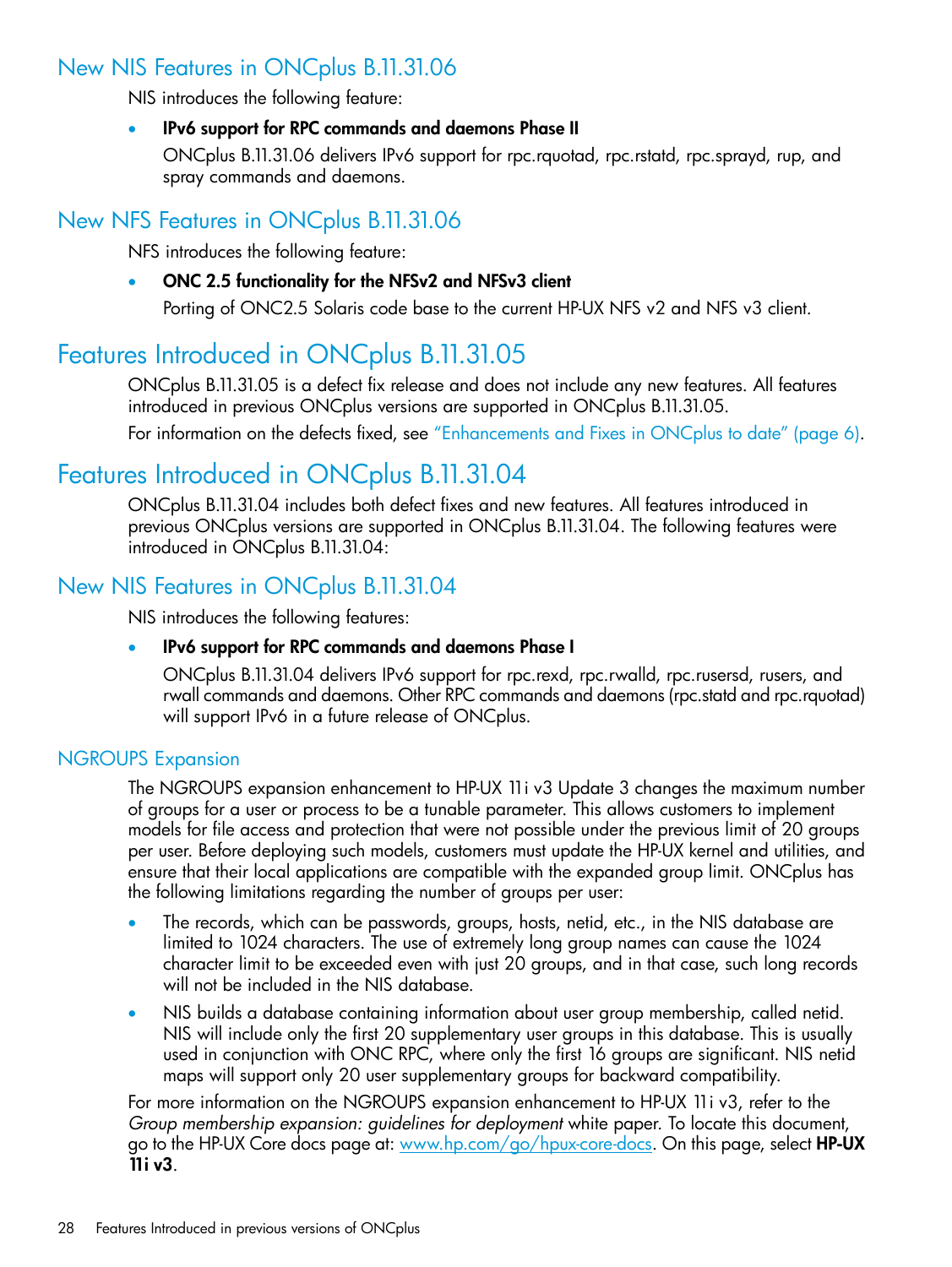## New NIS Features in ONCplus B.11.31.06

NIS introduces the following feature:

- **IPv6 support for RPC commands and daemons Phase II**

  ONCplus B.11.31.06 delivers IPv6 support for rpc.rquotad, rpc.rstatd, rpc.sprayd, rup, and spray commands and daemons.

## New NFS Features in ONCplus B.11.31.06

NFS introduces the following feature:

- **ONC 2.5 functionality for the NFSv2 and NFSv3 client**

  Porting of ONC2.5 Solaris code base to the current HP-UX NFS v2 and NFS v3 client.

# Features Introduced in ONCplus B.11.31.05

ONCplus B.11.31.05 is a defect fix release and does not include any new features. All features introduced in previous ONCplus versions are supported in ONCplus B.11.31.05.

For information on the defects fixed, see "Enhancements and Fixes in ONCplus to date" (page 6).

# Features Introduced in ONCplus B.11.31.04

ONCplus B.11.31.04 includes both defect fixes and new features. All features introduced in previous ONCplus versions are supported in ONCplus B.11.31.04. The following features were introduced in ONCplus B.11.31.04:

## New NIS Features in ONCplus B.11.31.04

NIS introduces the following features:

- **IPv6 support for RPC commands and daemons Phase I**

  ONCplus B.11.31.04 delivers IPv6 support for rpc.rexd, rpc.rwalld, rpc.rusersd, rusers, and rwall commands and daemons. Other RPC commands and daemons (rpc.statd and rpc.rquotad) will support IPv6 in a future release of ONCplus.

### NGROUPS Expansion

The NGROUPS expansion enhancement to HP-UX 11i v3 Update 3 changes the maximum number of groups for a user or process to be a tunable parameter. This allows customers to implement models for file access and protection that were not possible under the previous limit of 20 groups per user. Before deploying such models, customers must update the HP-UX kernel and utilities, and ensure that their local applications are compatible with the expanded group limit. ONCplus has the following limitations regarding the number of groups per user:

- The records, which can be passwords, groups, hosts, netid, etc., in the NIS database are limited to 1024 characters. The use of extremely long group names can cause the 1024 character limit to be exceeded even with just 20 groups, and in that case, such long records will not be included in the NIS database.
- NIS builds a database containing information about user group membership, called netid. NIS will include only the first 20 supplementary user groups in this database. This is usually used in conjunction with ONC RPC, where only the first 16 groups are significant. NIS netid maps will support only 20 user supplementary groups for backward compatibility.

For more information on the NGROUPS expansion enhancement to HP-UX 11i v3, refer to the *Group membership expansion: guidelines for deployment* white paper. To locate this document, go to the HP-UX Core docs page at: www.hp.com/go/hpux-core-docs. On this page, select **HP-UX 11i v3**.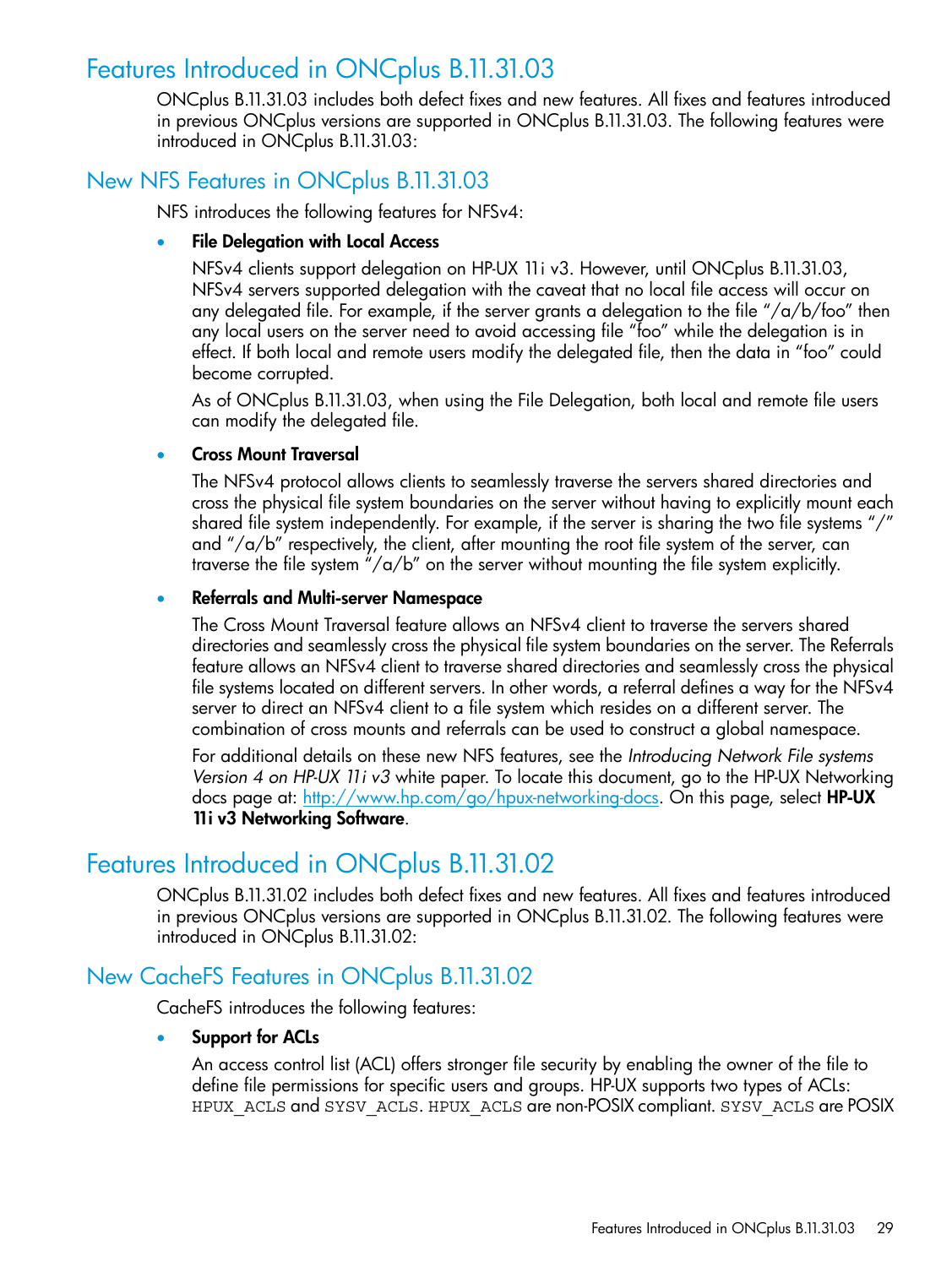# Features Introduced in ONCplus B.11.31.03

ONCplus B.11.31.03 includes both defect fixes and new features. All fixes and features introduced in previous ONCplus versions are supported in ONCplus B.11.31.03. The following features were introduced in ONCplus B.11.31.03:

## New NFS Features in ONCplus B.11.31.03

NFS introduces the following features for NFSv4:

- **File Delegation with Local Access**

  NFSv4 clients support delegation on HP-UX 11i v3. However, until ONCplus B.11.31.03, NFSv4 servers supported delegation with the caveat that no local file access will occur on any delegated file. For example, if the server grants a delegation to the file "/a/b/foo" then any local users on the server need to avoid accessing file "foo" while the delegation is in effect. If both local and remote users modify the delegated file, then the data in "foo" could become corrupted.

  As of ONCplus B.11.31.03, when using the File Delegation, both local and remote file users can modify the delegated file.

- **Cross Mount Traversal**

  The NFSv4 protocol allows clients to seamlessly traverse the servers shared directories and cross the physical file system boundaries on the server without having to explicitly mount each shared file system independently. For example, if the server is sharing the two file systems "/" and "/a/b" respectively, the client, after mounting the root file system of the server, can traverse the file system "/a/b" on the server without mounting the file system explicitly.

- **Referrals and Multi-server Namespace**

  The Cross Mount Traversal feature allows an NFSv4 client to traverse the servers shared directories and seamlessly cross the physical file system boundaries on the server. The Referrals feature allows an NFSv4 client to traverse shared directories and seamlessly cross the physical file systems located on different servers. In other words, a referral defines a way for the NFSv4 server to direct an NFSv4 client to a file system which resides on a different server. The combination of cross mounts and referrals can be used to construct a global namespace.

  For additional details on these new NFS features, see the *Introducing Network File systems Version 4 on HP-UX 11i v3* white paper. To locate this document, go to the HP-UX Networking docs page at: http://www.hp.com/go/hpux-networking-docs. On this page, select **HP-UX 11i v3 Networking Software**.

# Features Introduced in ONCplus B.11.31.02

ONCplus B.11.31.02 includes both defect fixes and new features. All fixes and features introduced in previous ONCplus versions are supported in ONCplus B.11.31.02. The following features were introduced in ONCplus B.11.31.02:

## New CacheFS Features in ONCplus B.11.31.02

CacheFS introduces the following features:

- **Support for ACLs**

  An access control list (ACL) offers stronger file security by enabling the owner of the file to define file permissions for specific users and groups. HP-UX supports two types of ACLs: `HPUX_ACLS` and `SYSV_ACLS`. `HPUX_ACLS` are non-POSIX compliant. `SYSV_ACLS` are POSIX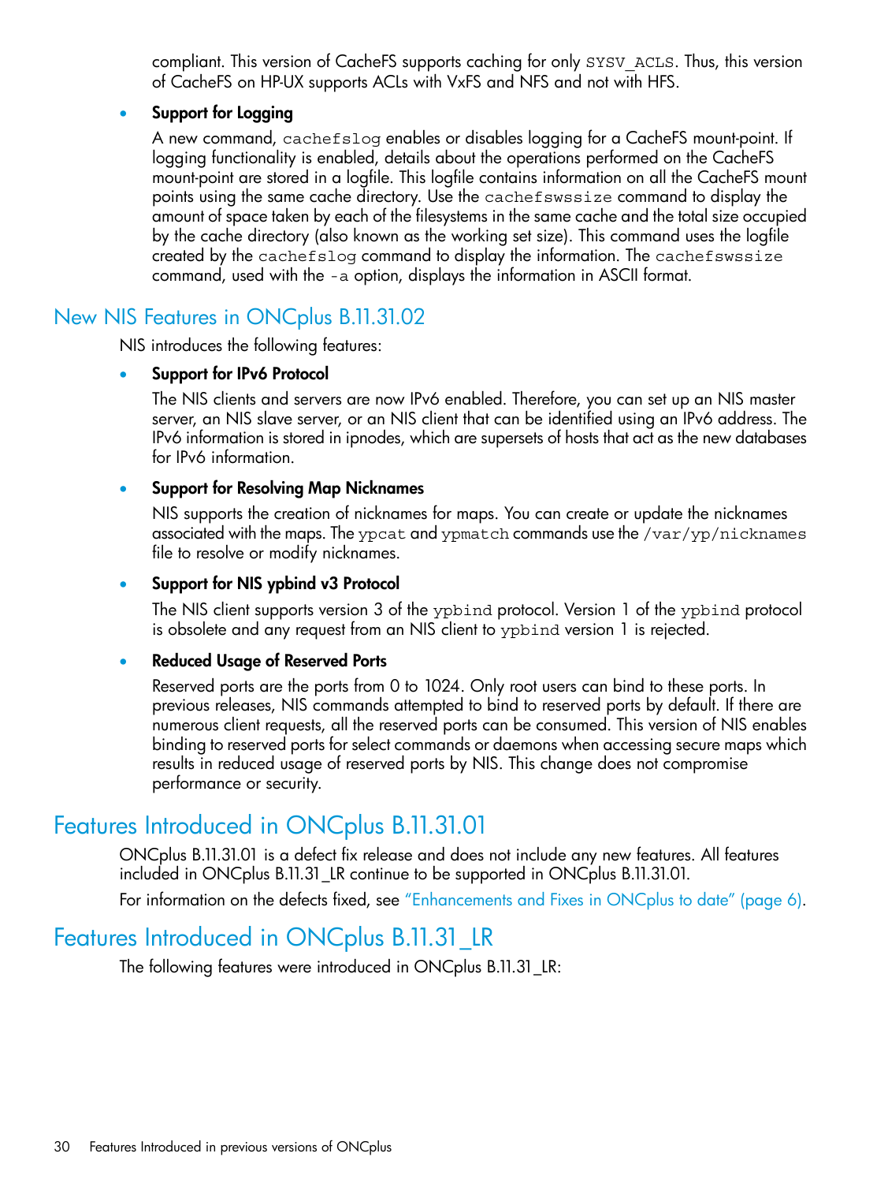compliant. This version of CacheFS supports caching for only `SYSV_ACLS`. Thus, this version of CacheFS on HP-UX supports ACLs with VxFS and NFS and not with HFS.

- **Support for Logging**

  A new command, `cachefslog` enables or disables logging for a CacheFS mount-point. If logging functionality is enabled, details about the operations performed on the CacheFS mount-point are stored in a logfile. This logfile contains information on all the CacheFS mount points using the same cache directory. Use the `cachefswssize` command to display the amount of space taken by each of the filesystems in the same cache and the total size occupied by the cache directory (also known as the working set size). This command uses the logfile created by the `cachefslog` command to display the information. The `cachefswssize` command, used with the `-a` option, displays the information in ASCII format.

## New NIS Features in ONCplus B.11.31.02

NIS introduces the following features:

- **Support for IPv6 Protocol**

  The NIS clients and servers are now IPv6 enabled. Therefore, you can set up an NIS master server, an NIS slave server, or an NIS client that can be identified using an IPv6 address. The IPv6 information is stored in ipnodes, which are supersets of hosts that act as the new databases for IPv6 information.

- **Support for Resolving Map Nicknames**

  NIS supports the creation of nicknames for maps. You can create or update the nicknames associated with the maps. The `ypcat` and `ypmatch` commands use the `/var/yp/nicknames` file to resolve or modify nicknames.

- **Support for NIS ypbind v3 Protocol**

  The NIS client supports version 3 of the `ypbind` protocol. Version 1 of the `ypbind` protocol is obsolete and any request from an NIS client to `ypbind` version 1 is rejected.

- **Reduced Usage of Reserved Ports**

  Reserved ports are the ports from 0 to 1024. Only root users can bind to these ports. In previous releases, NIS commands attempted to bind to reserved ports by default. If there are numerous client requests, all the reserved ports can be consumed. This version of NIS enables binding to reserved ports for select commands or daemons when accessing secure maps which results in reduced usage of reserved ports by NIS. This change does not compromise performance or security.

# Features Introduced in ONCplus B.11.31.01

ONCplus B.11.31.01 is a defect fix release and does not include any new features. All features included in ONCplus B.11.31_LR continue to be supported in ONCplus B.11.31.01.

For information on the defects fixed, see "Enhancements and Fixes in ONCplus to date" (page 6).

# Features Introduced in ONCplus B.11.31_LR

The following features were introduced in ONCplus B.11.31_LR: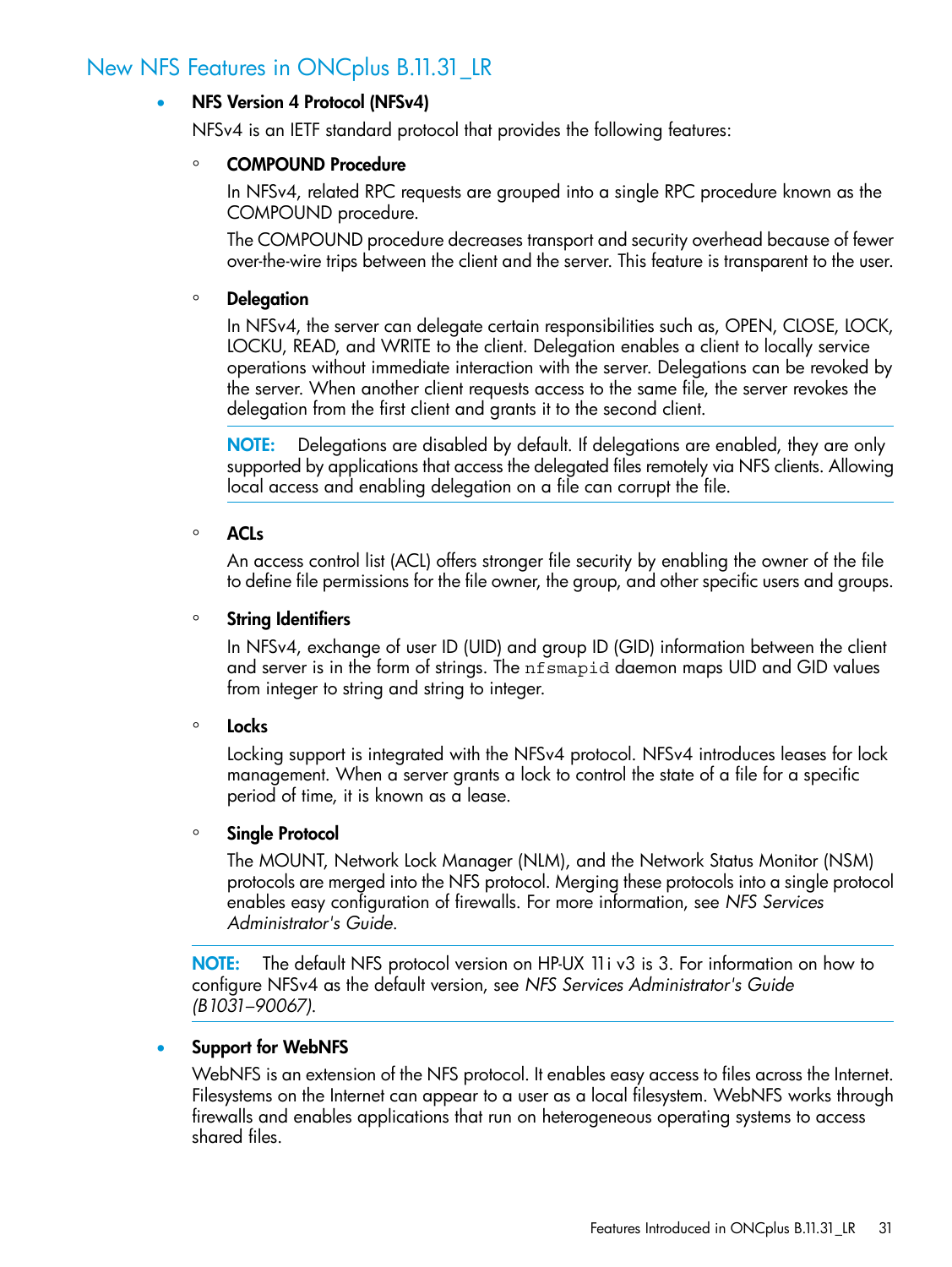## New NFS Features in ONCplus B.11.31_LR

- **NFS Version 4 Protocol (NFSv4)**

  NFSv4 is an IETF standard protocol that provides the following features:

  - **COMPOUND Procedure**

    In NFSv4, related RPC requests are grouped into a single RPC procedure known as the COMPOUND procedure.

    The COMPOUND procedure decreases transport and security overhead because of fewer over-the-wire trips between the client and the server. This feature is transparent to the user.

  - **Delegation**

    In NFSv4, the server can delegate certain responsibilities such as, OPEN, CLOSE, LOCK, LOCKU, READ, and WRITE to the client. Delegation enables a client to locally service operations without immediate interaction with the server. Delegations can be revoked by the server. When another client requests access to the same file, the server revokes the delegation from the first client and grants it to the second client.

    **NOTE:** Delegations are disabled by default. If delegations are enabled, they are only supported by applications that access the delegated files remotely via NFS clients. Allowing local access and enabling delegation on a file can corrupt the file.

  - **ACLs**

    An access control list (ACL) offers stronger file security by enabling the owner of the file to define file permissions for the file owner, the group, and other specific users and groups.

  - **String Identifiers**

    In NFSv4, exchange of user ID (UID) and group ID (GID) information between the client and server is in the form of strings. The `nfsmapid` daemon maps UID and GID values from integer to string and string to integer.

  - **Locks**

    Locking support is integrated with the NFSv4 protocol. NFSv4 introduces leases for lock management. When a server grants a lock to control the state of a file for a specific period of time, it is known as a lease.

  - **Single Protocol**

    The MOUNT, Network Lock Manager (NLM), and the Network Status Monitor (NSM) protocols are merged into the NFS protocol. Merging these protocols into a single protocol enables easy configuration of firewalls. For more information, see *NFS Services Administrator's Guide*.

  **NOTE:** The default NFS protocol version on HP-UX 11i v3 is 3. For information on how to configure NFSv4 as the default version, see *NFS Services Administrator's Guide (B1031–90067)*.

- **Support for WebNFS**

  WebNFS is an extension of the NFS protocol. It enables easy access to files across the Internet. Filesystems on the Internet can appear to a user as a local filesystem. WebNFS works through firewalls and enables applications that run on heterogeneous operating systems to access shared files.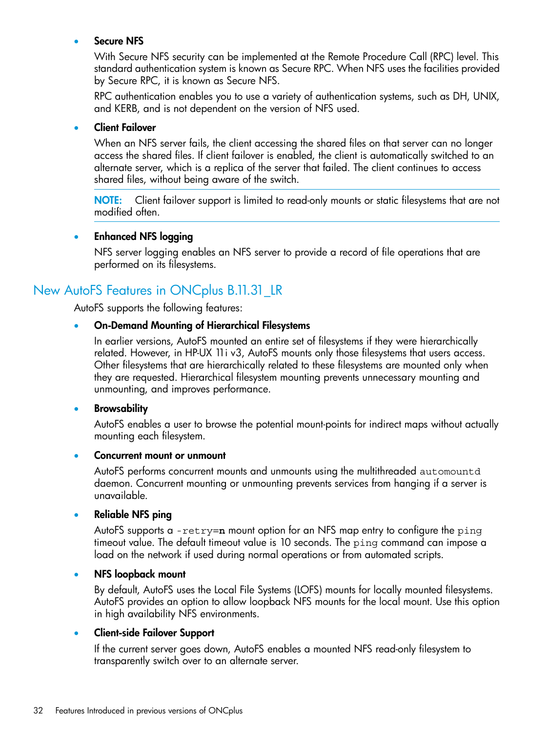- **Secure NFS**

  With Secure NFS security can be implemented at the Remote Procedure Call (RPC) level. This standard authentication system is known as Secure RPC. When NFS uses the facilities provided by Secure RPC, it is known as Secure NFS.

  RPC authentication enables you to use a variety of authentication systems, such as DH, UNIX, and KERB, and is not dependent on the version of NFS used.

- **Client Failover**

  When an NFS server fails, the client accessing the shared files on that server can no longer access the shared files. If client failover is enabled, the client is automatically switched to an alternate server, which is a replica of the server that failed. The client continues to access shared files, without being aware of the switch.

  **NOTE:** Client failover support is limited to read-only mounts or static filesystems that are not modified often.

- **Enhanced NFS logging**

  NFS server logging enables an NFS server to provide a record of file operations that are performed on its filesystems.

## New AutoFS Features in ONCplus B.11.31_LR

AutoFS supports the following features:

- **On-Demand Mounting of Hierarchical Filesystems**

  In earlier versions, AutoFS mounted an entire set of filesystems if they were hierarchically related. However, in HP-UX 11i v3, AutoFS mounts only those filesystems that users access. Other filesystems that are hierarchically related to these filesystems are mounted only when they are requested. Hierarchical filesystem mounting prevents unnecessary mounting and unmounting, and improves performance.

- **Browsability**

  AutoFS enables a user to browse the potential mount-points for indirect maps without actually mounting each filesystem.

- **Concurrent mount or unmount**

  AutoFS performs concurrent mounts and unmounts using the multithreaded `automountd` daemon. Concurrent mounting or unmounting prevents services from hanging if a server is unavailable.

- **Reliable NFS ping**

  AutoFS supports a `-retry=n` mount option for an NFS map entry to configure the `ping` timeout value. The default timeout value is 10 seconds. The `ping` command can impose a load on the network if used during normal operations or from automated scripts.

- **NFS loopback mount**

  By default, AutoFS uses the Local File Systems (LOFS) mounts for locally mounted filesystems. AutoFS provides an option to allow loopback NFS mounts for the local mount. Use this option in high availability NFS environments.

- **Client-side Failover Support**

  If the current server goes down, AutoFS enables a mounted NFS read-only filesystem to transparently switch over to an alternate server.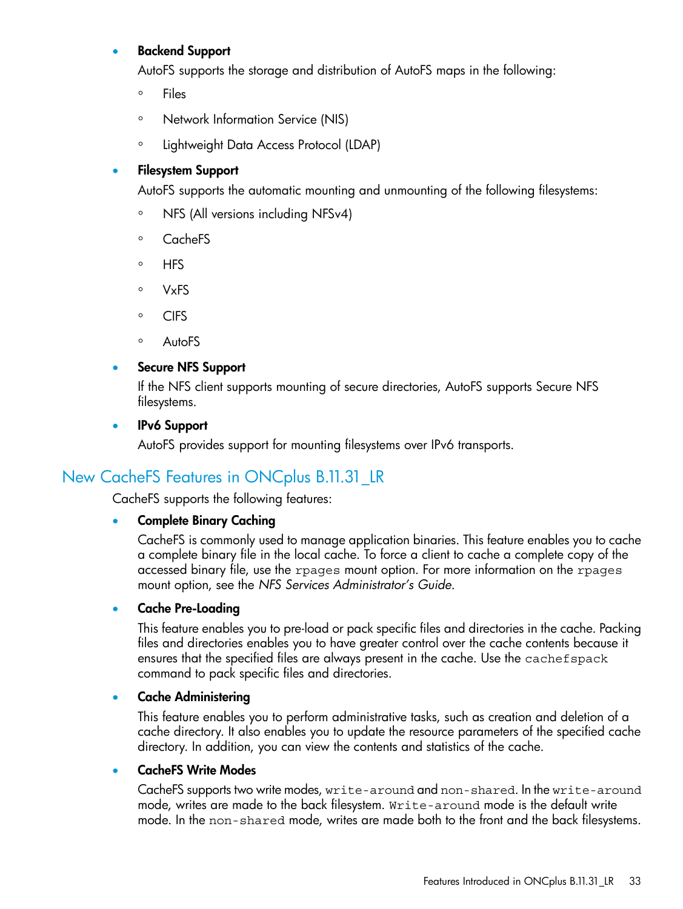- **Backend Support**

  AutoFS supports the storage and distribution of AutoFS maps in the following:

  - Files
  - Network Information Service (NIS)
  - Lightweight Data Access Protocol (LDAP)

- **Filesystem Support**

  AutoFS supports the automatic mounting and unmounting of the following filesystems:

  - NFS (All versions including NFSv4)
  - CacheFS
  - HFS
  - VxFS
  - CIFS
  - AutoFS

- **Secure NFS Support**

  If the NFS client supports mounting of secure directories, AutoFS supports Secure NFS filesystems.

- **IPv6 Support**

  AutoFS provides support for mounting filesystems over IPv6 transports.

## New CacheFS Features in ONCplus B.11.31_LR

CacheFS supports the following features:

- **Complete Binary Caching**

  CacheFS is commonly used to manage application binaries. This feature enables you to cache a complete binary file in the local cache. To force a client to cache a complete copy of the accessed binary file, use the `rpages` mount option. For more information on the `rpages` mount option, see the *NFS Services Administrator's Guide*.

- **Cache Pre-Loading**

  This feature enables you to pre-load or pack specific files and directories in the cache. Packing files and directories enables you to have greater control over the cache contents because it ensures that the specified files are always present in the cache. Use the `cachefspack` command to pack specific files and directories.

- **Cache Administering**

  This feature enables you to perform administrative tasks, such as creation and deletion of a cache directory. It also enables you to update the resource parameters of the specified cache directory. In addition, you can view the contents and statistics of the cache.

- **CacheFS Write Modes**

  CacheFS supports two write modes, `write-around` and `non-shared`. In the `write-around` mode, writes are made to the back filesystem. `Write-around` mode is the default write mode. In the `non-shared` mode, writes are made both to the front and the back filesystems.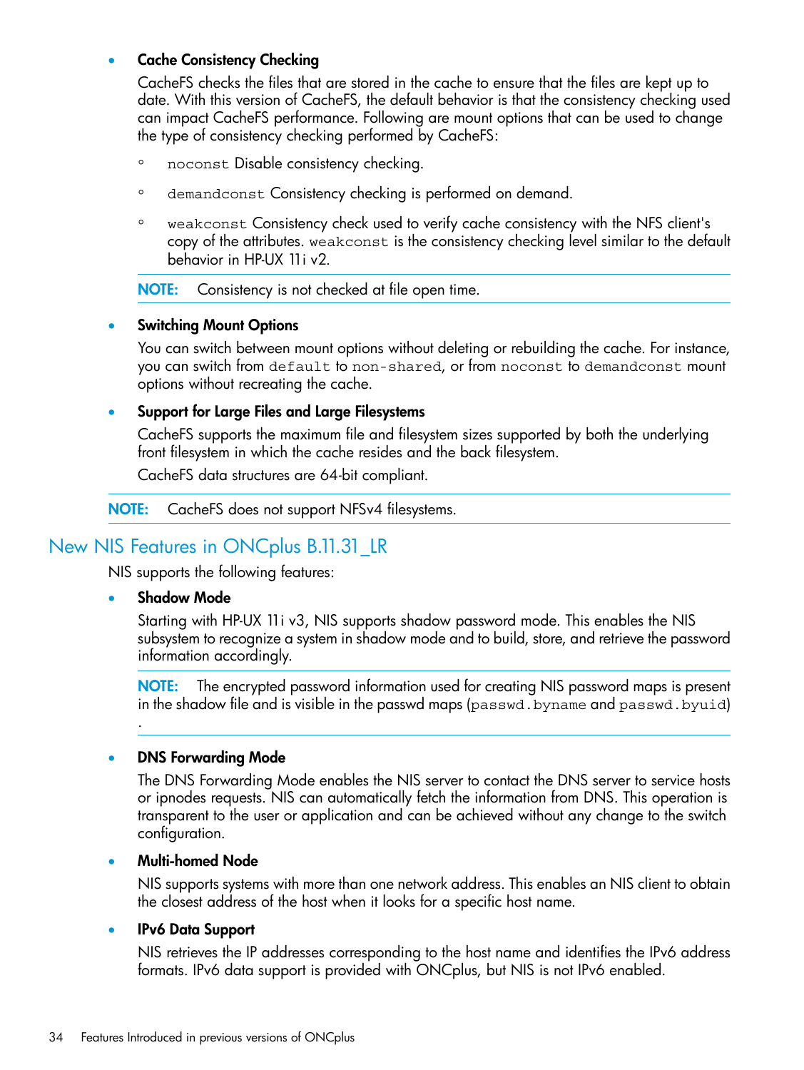- **Cache Consistency Checking**

  CacheFS checks the files that are stored in the cache to ensure that the files are kept up to date. With this version of CacheFS, the default behavior is that the consistency checking used can impact CacheFS performance. Following are mount options that can be used to change the type of consistency checking performed by CacheFS:

  - `noconst` Disable consistency checking.
  - `demandconst` Consistency checking is performed on demand.
  - `weakconst` Consistency check used to verify cache consistency with the NFS client's copy of the attributes. `weakconst` is the consistency checking level similar to the default behavior in HP-UX 11i v2.

  **NOTE:** Consistency is not checked at file open time.

- **Switching Mount Options**

  You can switch between mount options without deleting or rebuilding the cache. For instance, you can switch from `default` to `non-shared`, or from `noconst` to `demandconst` mount options without recreating the cache.

- **Support for Large Files and Large Filesystems**

  CacheFS supports the maximum file and filesystem sizes supported by both the underlying front filesystem in which the cache resides and the back filesystem.

  CacheFS data structures are 64-bit compliant.

**NOTE:** CacheFS does not support NFSv4 filesystems.

## New NIS Features in ONCplus B.11.31_LR

NIS supports the following features:

- **Shadow Mode**

  Starting with HP-UX 11i v3, NIS supports shadow password mode. This enables the NIS subsystem to recognize a system in shadow mode and to build, store, and retrieve the password information accordingly.

  **NOTE:** The encrypted password information used for creating NIS password maps is present in the shadow file and is visible in the passwd maps (`passwd.byname` and `passwd.byuid`).

- **DNS Forwarding Mode**

  The DNS Forwarding Mode enables the NIS server to contact the DNS server to service hosts or ipnodes requests. NIS can automatically fetch the information from DNS. This operation is transparent to the user or application and can be achieved without any change to the switch configuration.

- **Multi-homed Node**

  NIS supports systems with more than one network address. This enables an NIS client to obtain the closest address of the host when it looks for a specific host name.

- **IPv6 Data Support**

  NIS retrieves the IP addresses corresponding to the host name and identifies the IPv6 address formats. IPv6 data support is provided with ONCplus, but NIS is not IPv6 enabled.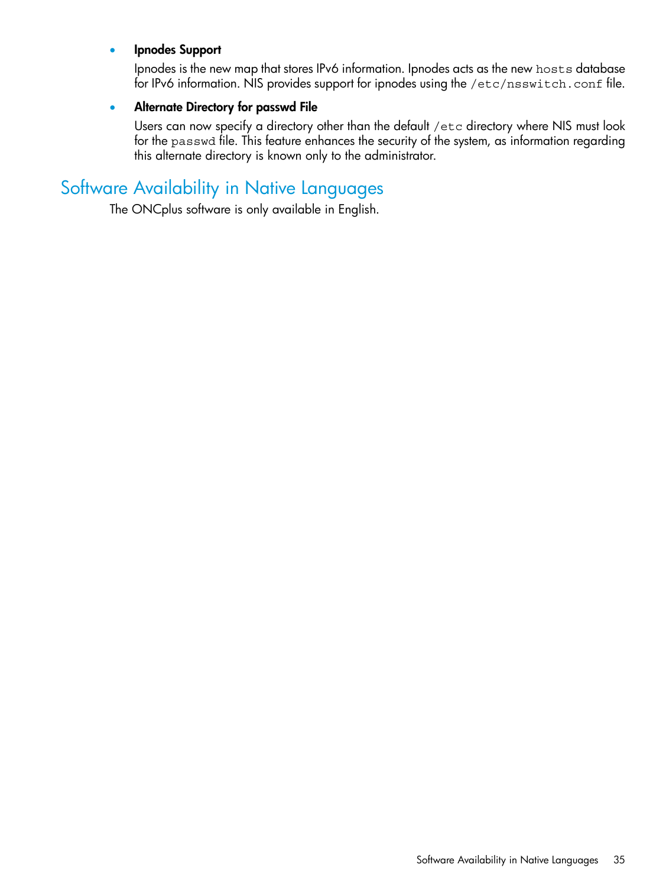- **Ipnodes Support**

  Ipnodes is the new map that stores IPv6 information. Ipnodes acts as the new `hosts` database for IPv6 information. NIS provides support for ipnodes using the `/etc/nsswitch.conf` file.

- **Alternate Directory for passwd File**

  Users can now specify a directory other than the default `/etc` directory where NIS must look for the `passwd` file. This feature enhances the security of the system, as information regarding this alternate directory is known only to the administrator.

## Software Availability in Native Languages

The ONCplus software is only available in English.